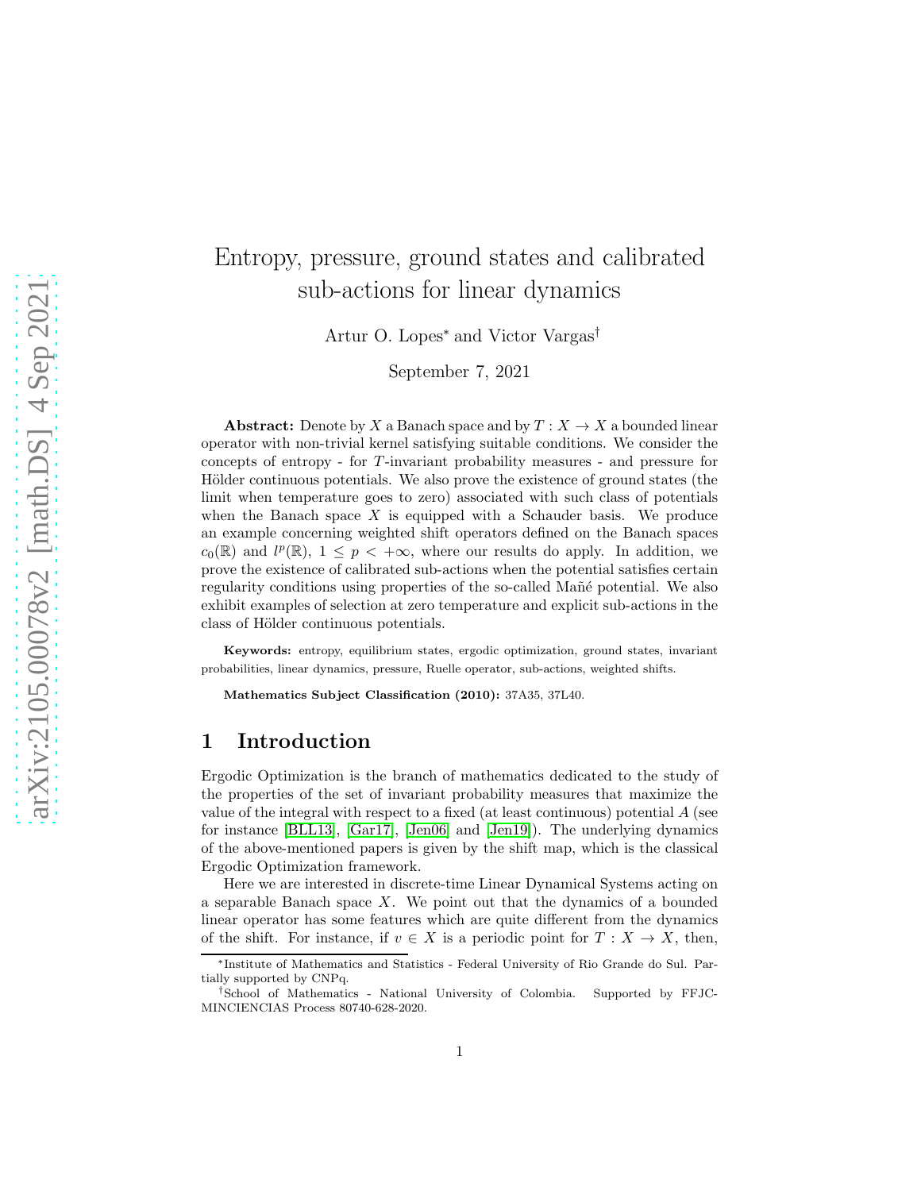# Entropy, pressure, ground states and calibrated sub-actions for linear dynamics

Artur O. Lopes* and Victor Vargas†

September 7, 2021

**Abstract:** Denote by $X$ a Banach space and by $T : X \to X$ a bounded linear operator with non-trivial kernel satisfying suitable conditions. We consider the concepts of entropy - for $T$-invariant probability measures - and pressure for Hölder continuous potentials. We also prove the existence of ground states (the limit when temperature goes to zero) associated with such class of potentials when the Banach space $X$ is equipped with a Schauder basis. We produce an example concerning weighted shift operators defined on the Banach spaces $c_0(\mathbb{R})$ and $l^p(\mathbb{R})$, $1 \leq p < +\infty$, where our results do apply. In addition, we prove the existence of calibrated sub-actions when the potential satisfies certain regularity conditions using properties of the so-called Mañé potential. We also exhibit examples of selection at zero temperature and explicit sub-actions in the class of Hölder continuous potentials.

**Keywords:** entropy, equilibrium states, ergodic optimization, ground states, invariant probabilities, linear dynamics, pressure, Ruelle operator, sub-actions, weighted shifts.

**Mathematics Subject Classification (2010):** 37A35, 37L40.

## 1 Introduction

Ergodic Optimization is the branch of mathematics dedicated to the study of the properties of the set of invariant probability measures that maximize the value of the integral with respect to a fixed (at least continuous) potential $A$ (see for instance [BLL13], [Gar17], [Jen06] and [Jen19]). The underlying dynamics of the above-mentioned papers is given by the shift map, which is the classical Ergodic Optimization framework.

Here we are interested in discrete-time Linear Dynamical Systems acting on a separable Banach space $X$. We point out that the dynamics of a bounded linear operator has some features which are quite different from the dynamics of the shift. For instance, if $v \in X$ is a periodic point for $T : X \to X$, then,

---

*Institute of Mathematics and Statistics - Federal University of Rio Grande do Sul. Partially supported by CNPq.

†School of Mathematics - National University of Colombia. Supported by FFJC-MINCIENCIAS Process 80740-628-2020.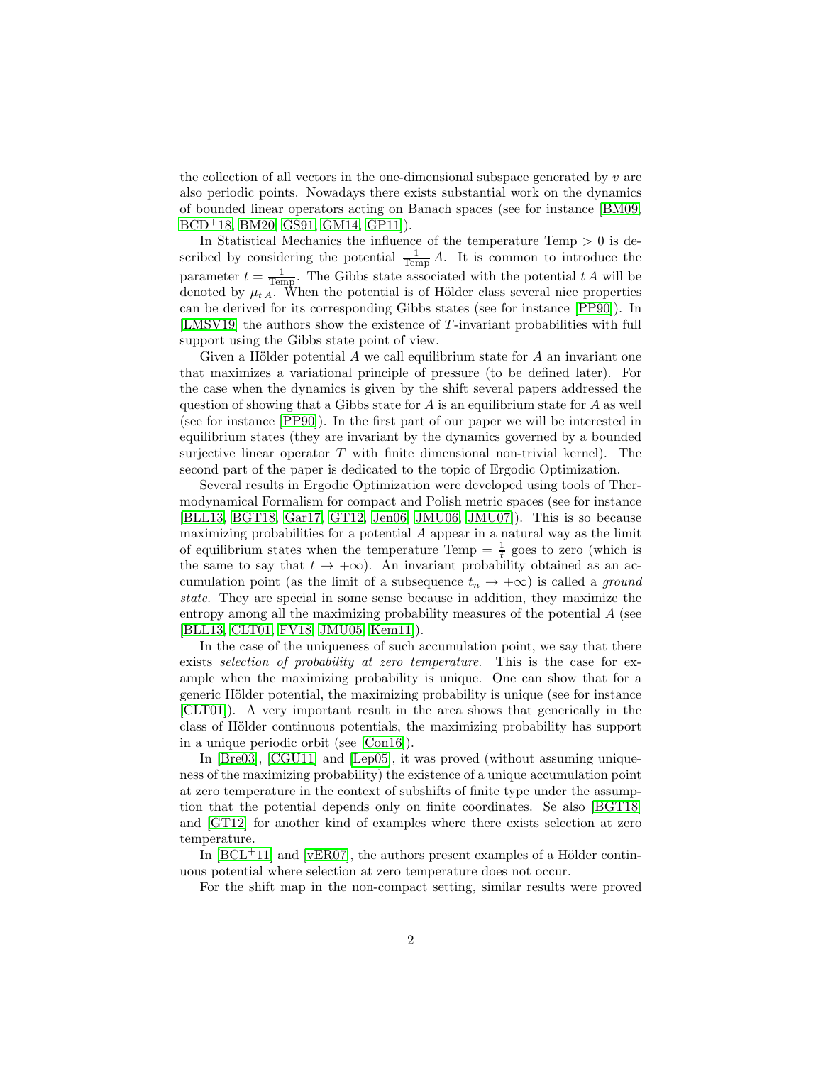the collection of all vectors in the one-dimensional subspace generated by $v$ are also periodic points. Nowadays there exists substantial work on the dynamics of bounded linear operators acting on Banach spaces (see for instance [BM09, BCD+18, BM20, GS91, GM14, GP11]).

In Statistical Mechanics the influence of the temperature Temp $> 0$ is described by considering the potential $\frac{1}{\text{Temp}} A$. It is common to introduce the parameter $t = \frac{1}{\text{Temp}}$. The Gibbs state associated with the potential $t\,A$ will be denoted by $\mu_{t\,A}$. When the potential is of Hölder class several nice properties can be derived for its corresponding Gibbs states (see for instance [PP90]). In [LMSV19] the authors show the existence of $T$-invariant probabilities with full support using the Gibbs state point of view.

Given a Hölder potential $A$ we call equilibrium state for $A$ an invariant one that maximizes a variational principle of pressure (to be defined later). For the case when the dynamics is given by the shift several papers addressed the question of showing that a Gibbs state for $A$ is an equilibrium state for $A$ as well (see for instance [PP90]). In the first part of our paper we will be interested in equilibrium states (they are invariant by the dynamics governed by a bounded surjective linear operator $T$ with finite dimensional non-trivial kernel). The second part of the paper is dedicated to the topic of Ergodic Optimization.

Several results in Ergodic Optimization were developed using tools of Thermodynamical Formalism for compact and Polish metric spaces (see for instance [BLL13, BGT18, Gar17, GT12, Jen06, JMU06, JMU07]). This is so because maximizing probabilities for a potential $A$ appear in a natural way as the limit of equilibrium states when the temperature Temp $= \frac{1}{t}$ goes to zero (which is the same to say that $t \to +\infty$). An invariant probability obtained as an accumulation point (as the limit of a subsequence $t_n \to +\infty$) is called a *ground state*. They are special in some sense because in addition, they maximize the entropy among all the maximizing probability measures of the potential $A$ (see [BLL13, CLT01, FV18, JMU05, Kem11]).

In the case of the uniqueness of such accumulation point, we say that there exists *selection of probability at zero temperature*. This is the case for example when the maximizing probability is unique. One can show that for a generic Hölder potential, the maximizing probability is unique (see for instance [CLT01]). A very important result in the area shows that generically in the class of Hölder continuous potentials, the maximizing probability has support in a unique periodic orbit (see [Con16]).

In [Bre03], [CGU11] and [Lep05], it was proved (without assuming uniqueness of the maximizing probability) the existence of a unique accumulation point at zero temperature in the context of subshifts of finite type under the assumption that the potential depends only on finite coordinates. Se also [BGT18] and [GT12] for another kind of examples where there exists selection at zero temperature.

In [BCL+11] and [vER07], the authors present examples of a Hölder continuous potential where selection at zero temperature does not occur.

For the shift map in the non-compact setting, similar results were proved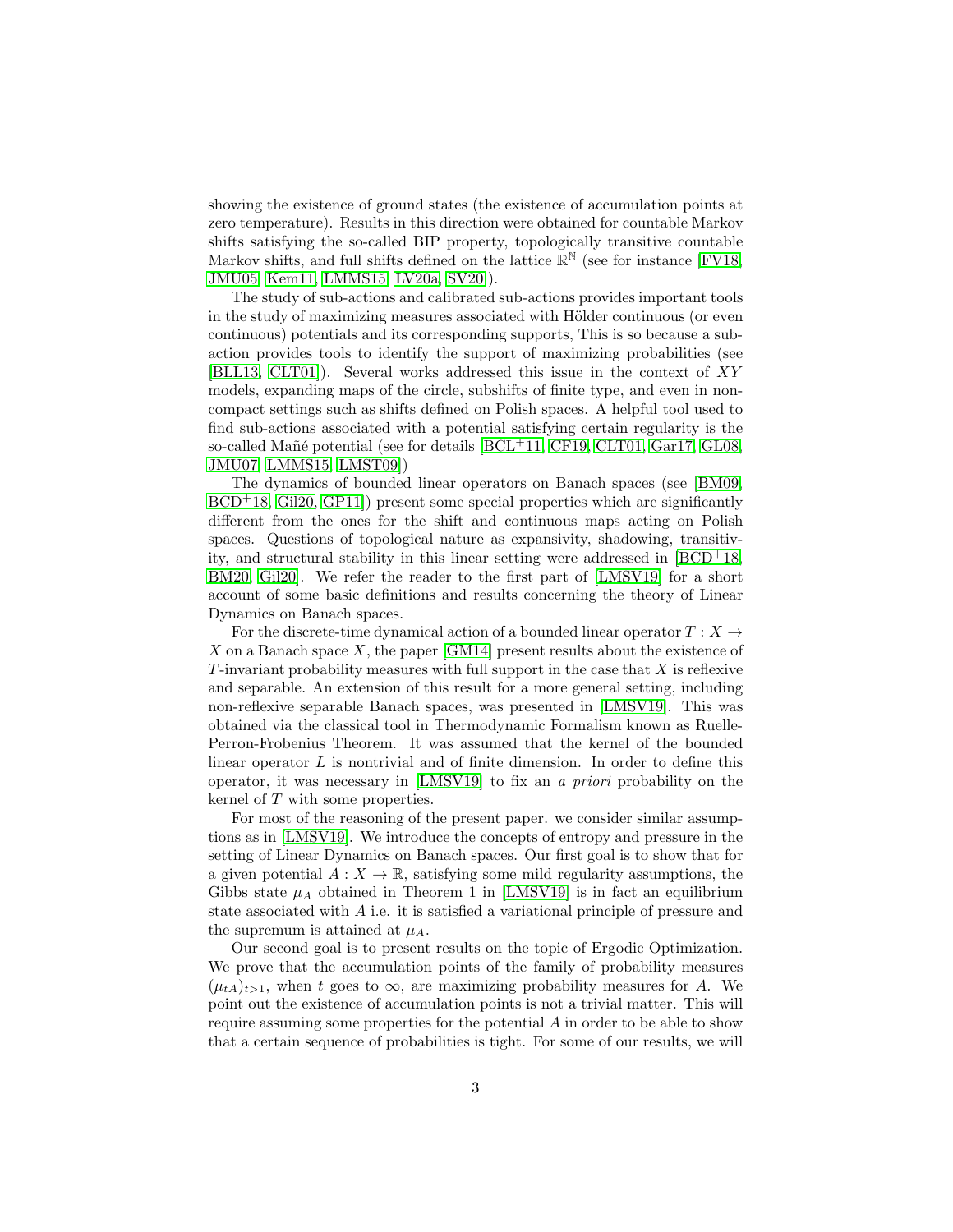showing the existence of ground states (the existence of accumulation points at zero temperature). Results in this direction were obtained for countable Markov shifts satisfying the so-called BIP property, topologically transitive countable Markov shifts, and full shifts defined on the lattice $\mathbb{R}^{\mathbb{N}}$ (see for instance [FV18, JMU05, Kem11, LMMS15, LV20a, SV20]).

The study of sub-actions and calibrated sub-actions provides important tools in the study of maximizing measures associated with Hölder continuous (or even continuous) potentials and its corresponding supports, This is so because a sub-action provides tools to identify the support of maximizing probabilities (see [BLL13, CLT01]). Several works addressed this issue in the context of $XY$ models, expanding maps of the circle, subshifts of finite type, and even in non-compact settings such as shifts defined on Polish spaces. A helpful tool used to find sub-actions associated with a potential satisfying certain regularity is the so-called Mañé potential (see for details [BCL+11, CF19, CLT01, Gar17, GL08, JMU07, LMMS15, LMST09])

The dynamics of bounded linear operators on Banach spaces (see [BM09, BCD+18, Gil20, GP11]) present some special properties which are significantly different from the ones for the shift and continuous maps acting on Polish spaces. Questions of topological nature as expansivity, shadowing, transitivity, and structural stability in this linear setting were addressed in [BCD+18, BM20, Gil20]. We refer the reader to the first part of [LMSV19] for a short account of some basic definitions and results concerning the theory of Linear Dynamics on Banach spaces.

For the discrete-time dynamical action of a bounded linear operator $T : X \to X$ on a Banach space $X$, the paper [GM14] present results about the existence of $T$-invariant probability measures with full support in the case that $X$ is reflexive and separable. An extension of this result for a more general setting, including non-reflexive separable Banach spaces, was presented in [LMSV19]. This was obtained via the classical tool in Thermodynamic Formalism known as Ruelle-Perron-Frobenius Theorem. It was assumed that the kernel of the bounded linear operator $L$ is nontrivial and of finite dimension. In order to define this operator, it was necessary in [LMSV19] to fix an *a priori* probability on the kernel of $T$ with some properties.

For most of the reasoning of the present paper. we consider similar assumptions as in [LMSV19]. We introduce the concepts of entropy and pressure in the setting of Linear Dynamics on Banach spaces. Our first goal is to show that for a given potential $A : X \to \mathbb{R}$, satisfying some mild regularity assumptions, the Gibbs state $\mu_A$ obtained in Theorem 1 in [LMSV19] is in fact an equilibrium state associated with $A$ i.e. it is satisfied a variational principle of pressure and the supremum is attained at $\mu_A$.

Our second goal is to present results on the topic of Ergodic Optimization. We prove that the accumulation points of the family of probability measures $(\mu_{tA})_{t>1}$, when $t$ goes to $\infty$, are maximizing probability measures for $A$. We point out the existence of accumulation points is not a trivial matter. This will require assuming some properties for the potential $A$ in order to be able to show that a certain sequence of probabilities is tight. For some of our results, we will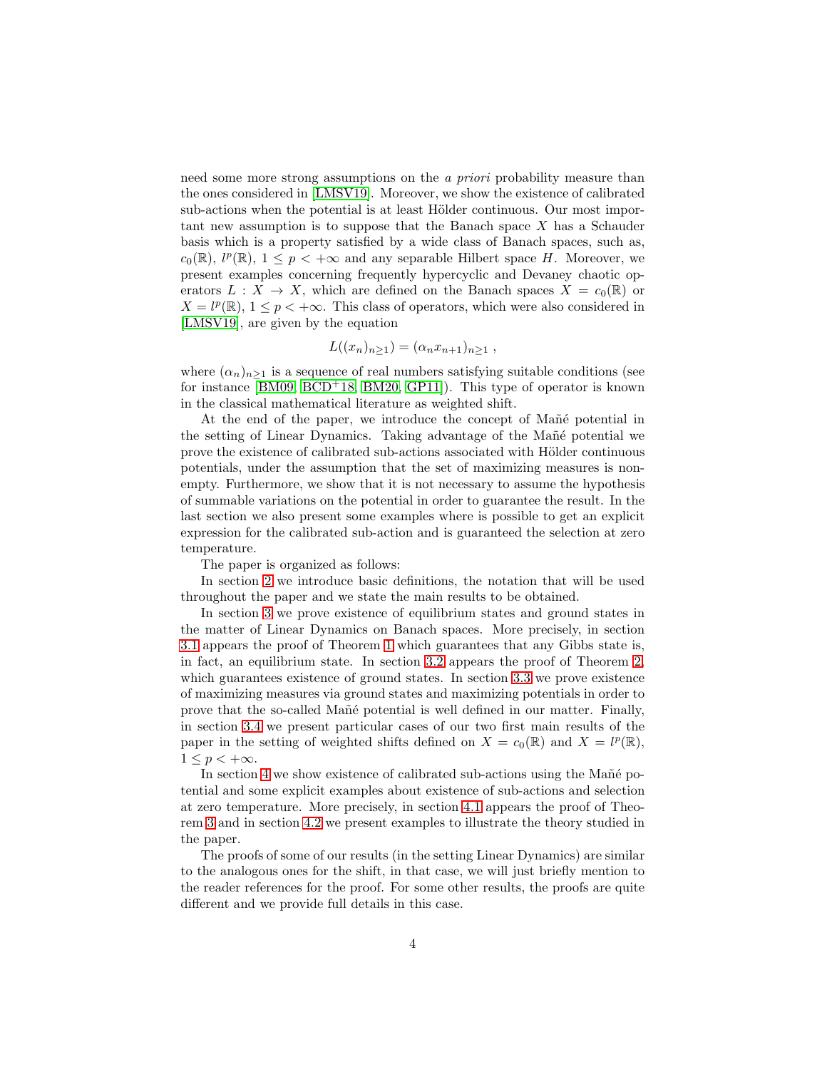need some more strong assumptions on the *a priori* probability measure than the ones considered in [LMSV19]. Moreover, we show the existence of calibrated sub-actions when the potential is at least Hölder continuous. Our most important new assumption is to suppose that the Banach space $X$ has a Schauder basis which is a property satisfied by a wide class of Banach spaces, such as, $c_0(\mathbb{R})$, $l^p(\mathbb{R})$, $1 \leq p < +\infty$ and any separable Hilbert space $H$. Moreover, we present examples concerning frequently hypercyclic and Devaney chaotic operators $L : X \to X$, which are defined on the Banach spaces $X = c_0(\mathbb{R})$ or $X = l^p(\mathbb{R})$, $1 \leq p < +\infty$. This class of operators, which were also considered in [LMSV19], are given by the equation

$$L((x_n)_{n\geq 1}) = (\alpha_n x_{n+1})_{n\geq 1} ,$$

where $(\alpha_n)_{n\geq 1}$ is a sequence of real numbers satisfying suitable conditions (see for instance [BM09, BCD+18, BM20, GP11]). This type of operator is known in the classical mathematical literature as weighted shift.

At the end of the paper, we introduce the concept of Mañé potential in the setting of Linear Dynamics. Taking advantage of the Mañé potential we prove the existence of calibrated sub-actions associated with Hölder continuous potentials, under the assumption that the set of maximizing measures is nonempty. Furthermore, we show that it is not necessary to assume the hypothesis of summable variations on the potential in order to guarantee the result. In the last section we also present some examples where is possible to get an explicit expression for the calibrated sub-action and is guaranteed the selection at zero temperature.

The paper is organized as follows:

In section 2 we introduce basic definitions, the notation that will be used throughout the paper and we state the main results to be obtained.

In section 3 we prove existence of equilibrium states and ground states in the matter of Linear Dynamics on Banach spaces. More precisely, in section 3.1 appears the proof of Theorem 1 which guarantees that any Gibbs state is, in fact, an equilibrium state. In section 3.2 appears the proof of Theorem 2, which guarantees existence of ground states. In section 3.3 we prove existence of maximizing measures via ground states and maximizing potentials in order to prove that the so-called Mañé potential is well defined in our matter. Finally, in section 3.4 we present particular cases of our two first main results of the paper in the setting of weighted shifts defined on $X = c_0(\mathbb{R})$ and $X = l^p(\mathbb{R})$, $1 \leq p < +\infty$.

In section 4 we show existence of calibrated sub-actions using the Mañé potential and some explicit examples about existence of sub-actions and selection at zero temperature. More precisely, in section 4.1 appears the proof of Theorem 3 and in section 4.2 we present examples to illustrate the theory studied in the paper.

The proofs of some of our results (in the setting Linear Dynamics) are similar to the analogous ones for the shift, in that case, we will just briefly mention to the reader references for the proof. For some other results, the proofs are quite different and we provide full details in this case.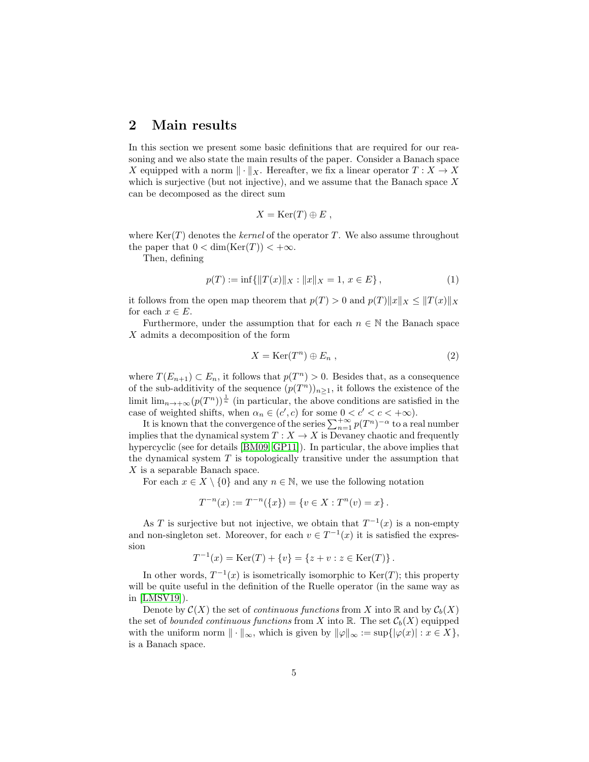## 2 Main results

In this section we present some basic definitions that are required for our reasoning and we also state the main results of the paper. Consider a Banach space $X$ equipped with a norm $\|\cdot\|_X$. Hereafter, we fix a linear operator $T : X \to X$ which is surjective (but not injective), and we assume that the Banach space $X$ can be decomposed as the direct sum

$$X = \mathrm{Ker}(T) \oplus E \,,$$

where $\mathrm{Ker}(T)$ denotes the *kernel* of the operator $T$. We also assume throughout the paper that $0 < \dim(\mathrm{Ker}(T)) < +\infty$.

Then, defining

$$p(T) := \inf\{\|T(x)\|_X : \|x\|_X = 1,\, x \in E\}\,, \tag{1}$$

it follows from the open map theorem that $p(T) > 0$ and $p(T)\|x\|_X \leq \|T(x)\|_X$ for each $x \in E$.

Furthermore, under the assumption that for each $n \in \mathbb{N}$ the Banach space $X$ admits a decomposition of the form

$$X = \mathrm{Ker}(T^n) \oplus E_n \,, \tag{2}$$

where $T(E_{n+1}) \subset E_n$, it follows that $p(T^n) > 0$. Besides that, as a consequence of the sub-additivity of the sequence $(p(T^n))_{n\geq 1}$, it follows the existence of the limit $\lim_{n\to+\infty}(p(T^n))^{\frac{1}{n}}$ (in particular, the above conditions are satisfied in the case of weighted shifts, when $\alpha_n \in (c', c)$ for some $0 < c' < c < +\infty$).

It is known that the convergence of the series $\sum_{n=1}^{+\infty} p(T^n)^{-\alpha}$ to a real number implies that the dynamical system $T : X \to X$ is Devaney chaotic and frequently hypercyclic (see for details [BM09, GP11]). In particular, the above implies that the dynamical system $T$ is topologically transitive under the assumption that $X$ is a separable Banach space.

For each $x \in X \setminus \{0\}$ and any $n \in \mathbb{N}$, we use the following notation

$$T^{-n}(x) := T^{-n}(\{x\}) = \{v \in X : T^n(v) = x\}\,.$$

As $T$ is surjective but not injective, we obtain that $T^{-1}(x)$ is a non-empty and non-singleton set. Moreover, for each $v \in T^{-1}(x)$ it is satisfied the expression

$$T^{-1}(x) = \mathrm{Ker}(T) + \{v\} = \{z + v : z \in \mathrm{Ker}(T)\}\,.$$

In other words, $T^{-1}(x)$ is isometrically isomorphic to $\mathrm{Ker}(T)$; this property will be quite useful in the definition of the Ruelle operator (in the same way as in [LMSV19]).

Denote by $\mathcal{C}(X)$ the set of *continuous functions* from $X$ into $\mathbb{R}$ and by $\mathcal{C}_b(X)$ the set of *bounded continuous functions* from $X$ into $\mathbb{R}$. The set $\mathcal{C}_b(X)$ equipped with the uniform norm $\|\cdot\|_\infty$, which is given by $\|\varphi\|_\infty := \sup\{|\varphi(x)| : x \in X\}$, is a Banach space.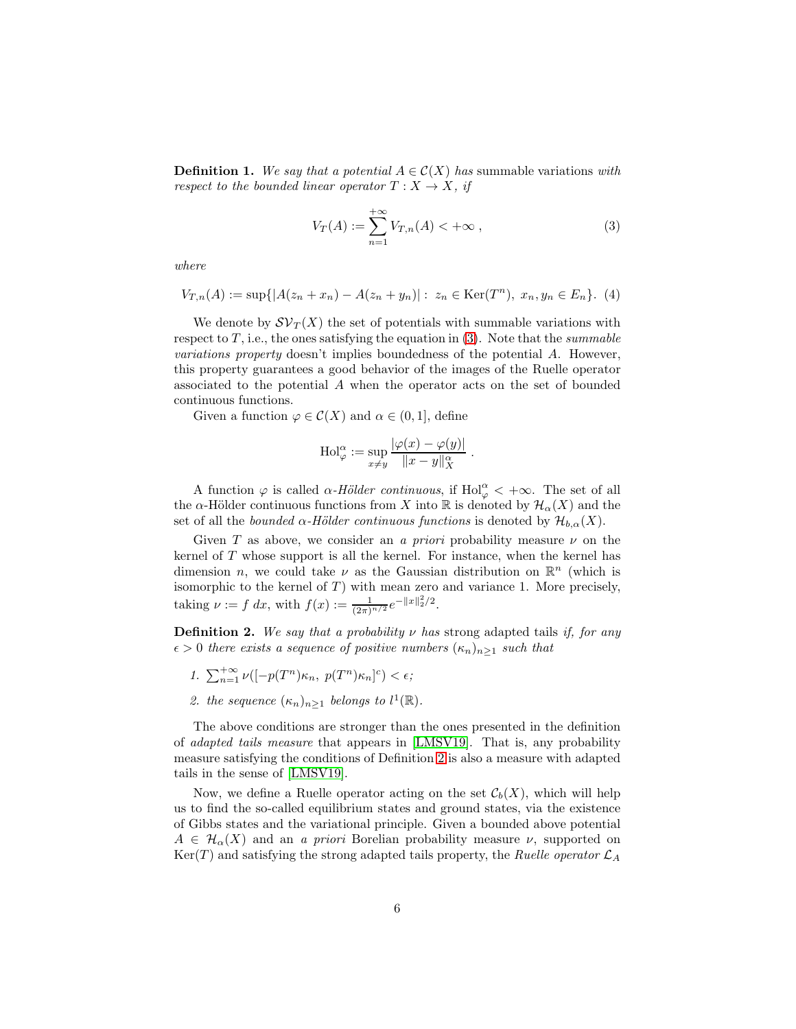**Definition 1.** *We say that a potential $A \in \mathcal{C}(X)$ has* summable variations *with respect to the bounded linear operator $T : X \to X$, if*

$$V_T(A) := \sum_{n=1}^{+\infty} V_{T,n}(A) < +\infty \ , \tag{3}$$

*where*

$$V_{T,n}(A) := \sup\{|A(z_n + x_n) - A(z_n + y_n)| : \ z_n \in \mathrm{Ker}(T^n), \ x_n, y_n \in E_n\}. \tag{4}$$

We denote by $\mathcal{SV}_T(X)$ the set of potentials with summable variations with respect to $T$, i.e., the ones satisfying the equation in (3). Note that the *summable variations property* doesn't implies boundedness of the potential $A$. However, this property guarantees a good behavior of the images of the Ruelle operator associated to the potential $A$ when the operator acts on the set of bounded continuous functions.

Given a function $\varphi \in \mathcal{C}(X)$ and $\alpha \in (0, 1]$, define

$$\mathrm{Hol}_\varphi^\alpha := \sup_{x \neq y} \frac{|\varphi(x) - \varphi(y)|}{\|x - y\|_X^\alpha} \ .$$

A function $\varphi$ is called *$\alpha$-Hölder continuous*, if $\mathrm{Hol}_\varphi^\alpha < +\infty$. The set of all the $\alpha$-Hölder continuous functions from $X$ into $\mathbb{R}$ is denoted by $\mathcal{H}_\alpha(X)$ and the set of all the *bounded $\alpha$-Hölder continuous functions* is denoted by $\mathcal{H}_{b,\alpha}(X)$.

Given $T$ as above, we consider an *a priori* probability measure $\nu$ on the kernel of $T$ whose support is all the kernel. For instance, when the kernel has dimension $n$, we could take $\nu$ as the Gaussian distribution on $\mathbb{R}^n$ (which is isomorphic to the kernel of $T$) with mean zero and variance 1. More precisely, taking $\nu := f \ dx$, with $f(x) := \frac{1}{(2\pi)^{n/2}} e^{-\|x\|_2^2/2}$.

**Definition 2.** *We say that a probability $\nu$ has* strong adapted tails *if, for any $\epsilon > 0$ there exists a sequence of positive numbers $(\kappa_n)_{n\geq 1}$ such that*

1. $\sum_{n=1}^{+\infty} \nu([-p(T^n)\kappa_n, \ p(T^n)\kappa_n]^c) < \epsilon$*;*
2. *the sequence $(\kappa_n)_{n\geq 1}$ belongs to $l^1(\mathbb{R})$.*

The above conditions are stronger than the ones presented in the definition of *adapted tails measure* that appears in [LMSV19]. That is, any probability measure satisfying the conditions of Definition 2 is also a measure with adapted tails in the sense of [LMSV19].

Now, we define a Ruelle operator acting on the set $\mathcal{C}_b(X)$, which will help us to find the so-called equilibrium states and ground states, via the existence of Gibbs states and the variational principle. Given a bounded above potential $A \in \mathcal{H}_\alpha(X)$ and an *a priori* Borelian probability measure $\nu$, supported on $\mathrm{Ker}(T)$ and satisfying the strong adapted tails property, the *Ruelle operator* $\mathcal{L}_A$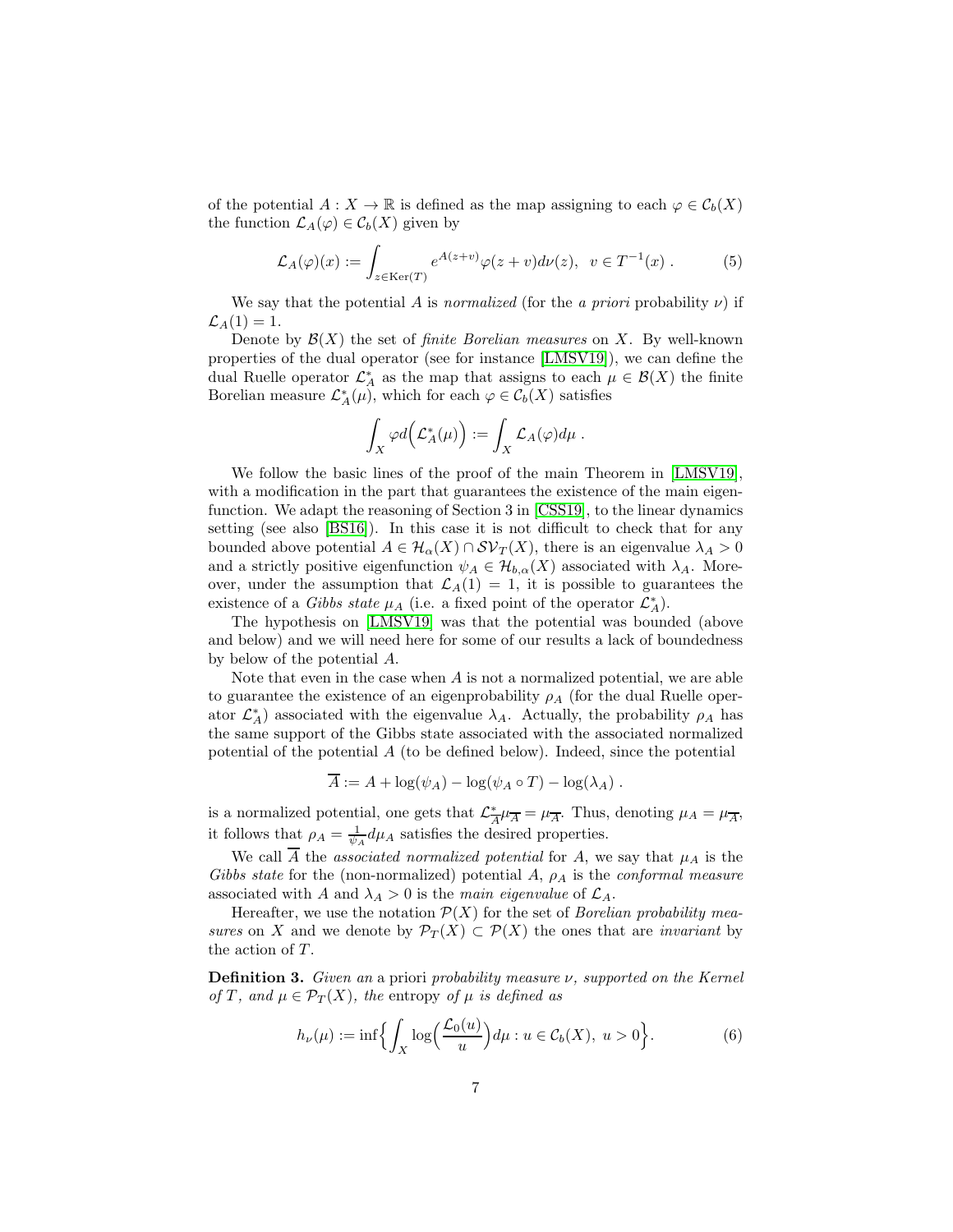of the potential $A : X \to \mathbb{R}$ is defined as the map assigning to each $\varphi \in \mathcal{C}_b(X)$ the function $\mathcal{L}_A(\varphi) \in \mathcal{C}_b(X)$ given by

$$\mathcal{L}_A(\varphi)(x) := \int_{z \in \mathrm{Ker}(T)} e^{A(z+v)} \varphi(z+v) d\nu(z), \ \ v \in T^{-1}(x) \ . \tag{5}$$

We say that the potential $A$ is *normalized* (for the *a priori* probability $\nu$) if $\mathcal{L}_A(1) = 1$.

Denote by $\mathcal{B}(X)$ the set of *finite Borelian measures* on $X$. By well-known properties of the dual operator (see for instance [LMSV19]), we can define the dual Ruelle operator $\mathcal{L}_A^*$ as the map that assigns to each $\mu \in \mathcal{B}(X)$ the finite Borelian measure $\mathcal{L}_A^*(\mu)$, which for each $\varphi \in \mathcal{C}_b(X)$ satisfies

$$\int_X \varphi d\Big(\mathcal{L}_A^*(\mu)\Big) := \int_X \mathcal{L}_A(\varphi) d\mu \ .$$

We follow the basic lines of the proof of the main Theorem in [LMSV19], with a modification in the part that guarantees the existence of the main eigenfunction. We adapt the reasoning of Section 3 in [CSS19], to the linear dynamics setting (see also [BS16]). In this case it is not difficult to check that for any bounded above potential $A \in \mathcal{H}_\alpha(X) \cap \mathcal{SV}_T(X)$, there is an eigenvalue $\lambda_A > 0$ and a strictly positive eigenfunction $\psi_A \in \mathcal{H}_{b,\alpha}(X)$ associated with $\lambda_A$. Moreover, under the assumption that $\mathcal{L}_A(1) = 1$, it is possible to guarantees the existence of a *Gibbs state* $\mu_A$ (i.e. a fixed point of the operator $\mathcal{L}_A^*$).

The hypothesis on [LMSV19] was that the potential was bounded (above and below) and we will need here for some of our results a lack of boundedness by below of the potential $A$.

Note that even in the case when $A$ is not a normalized potential, we are able to guarantee the existence of an eigenprobability $\rho_A$ (for the dual Ruelle operator $\mathcal{L}_A^*$) associated with the eigenvalue $\lambda_A$. Actually, the probability $\rho_A$ has the same support of the Gibbs state associated with the associated normalized potential of the potential $A$ (to be defined below). Indeed, since the potential

$$\overline{A} := A + \log(\psi_A) - \log(\psi_A \circ T) - \log(\lambda_A) \ .$$

is a normalized potential, one gets that $\mathcal{L}_{\overline{A}}^* \mu_{\overline{A}} = \mu_{\overline{A}}$. Thus, denoting $\mu_A = \mu_{\overline{A}}$, it follows that $\rho_A = \frac{1}{\psi_A} d\mu_A$ satisfies the desired properties.

We call $\overline{A}$ the *associated normalized potential* for $A$, we say that $\mu_A$ is the *Gibbs state* for the (non-normalized) potential $A$, $\rho_A$ is the *conformal measure* associated with $A$ and $\lambda_A > 0$ is the *main eigenvalue* of $\mathcal{L}_A$.

Hereafter, we use the notation $\mathcal{P}(X)$ for the set of *Borelian probability measures* on $X$ and we denote by $\mathcal{P}_T(X) \subset \mathcal{P}(X)$ the ones that are *invariant* by the action of $T$.

**Definition 3.** *Given an* a priori *probability measure $\nu$, supported on the Kernel of $T$, and $\mu \in \mathcal{P}_T(X)$, the* entropy *of $\mu$ is defined as*

$$h_\nu(\mu) := \inf\Big\{ \int_X \log\Big(\frac{\mathcal{L}_0(u)}{u}\Big) d\mu : u \in \mathcal{C}_b(X), \ u > 0 \Big\}. \tag{6}$$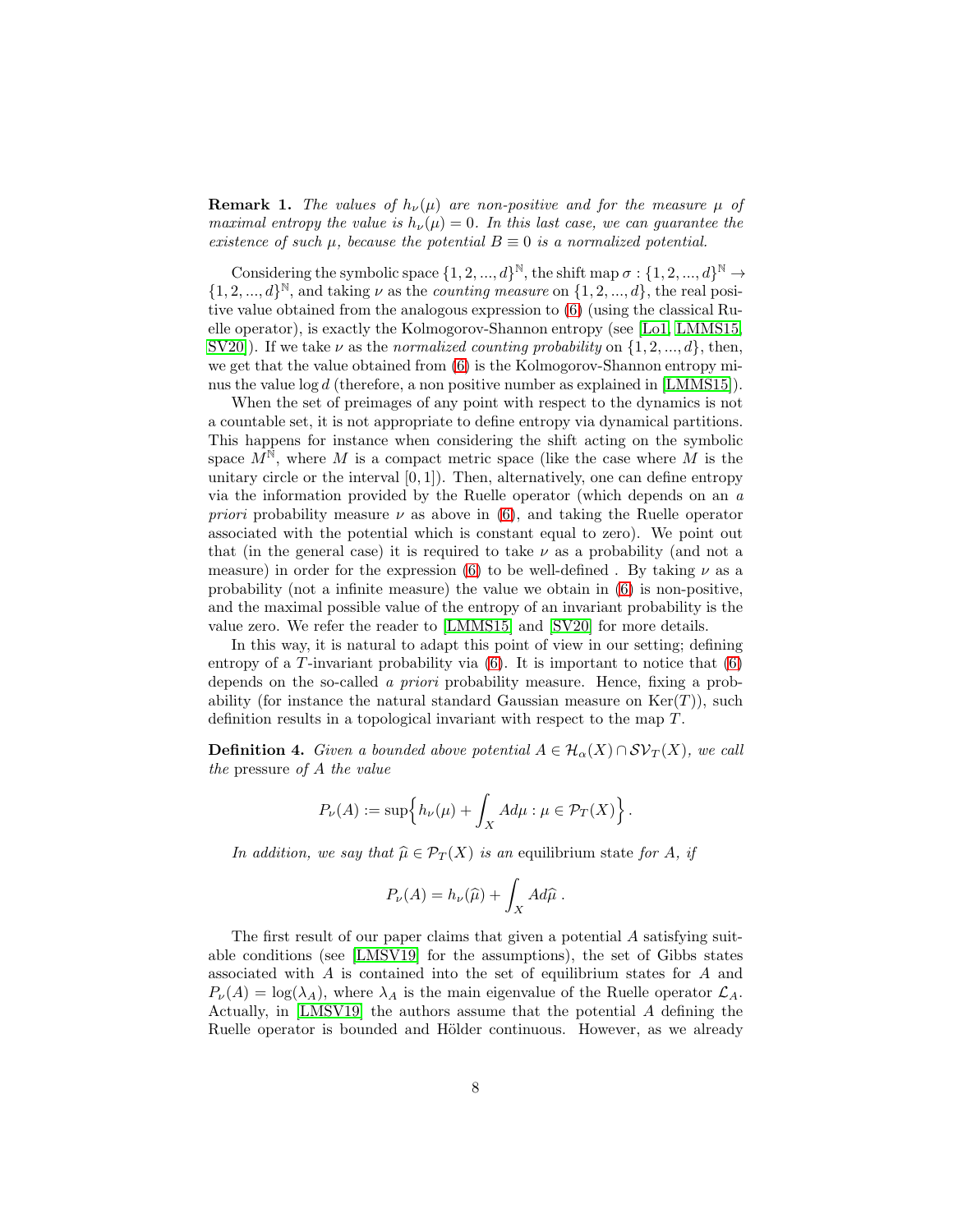**Remark 1.** *The values of $h_\nu(\mu)$ are non-positive and for the measure $\mu$ of maximal entropy the value is $h_\nu(\mu) = 0$. In this last case, we can guarantee the existence of such $\mu$, because the potential $B \equiv 0$ is a normalized potential.*

Considering the symbolic space $\{1, 2, ..., d\}^{\mathbb{N}}$, the shift map $\sigma : \{1, 2, ..., d\}^{\mathbb{N}} \to \{1, 2, ..., d\}^{\mathbb{N}}$, and taking $\nu$ as the *counting measure* on $\{1, 2, ..., d\}$, the real positive value obtained from the analogous expression to (6) (using the classical Ruelle operator), is exactly the Kolmogorov-Shannon entropy (see [Lo1, LMMS15, SV20]). If we take $\nu$ as the *normalized counting probability* on $\{1, 2, ..., d\}$, then, we get that the value obtained from (6) is the Kolmogorov-Shannon entropy minus the value $\log d$ (therefore, a non positive number as explained in [LMMS15]).

When the set of preimages of any point with respect to the dynamics is not a countable set, it is not appropriate to define entropy via dynamical partitions. This happens for instance when considering the shift acting on the symbolic space $M^{\mathbb{N}}$, where $M$ is a compact metric space (like the case where $M$ is the unitary circle or the interval $[0, 1]$). Then, alternatively, one can define entropy via the information provided by the Ruelle operator (which depends on an *a priori* probability measure $\nu$ as above in (6), and taking the Ruelle operator associated with the potential which is constant equal to zero). We point out that (in the general case) it is required to take $\nu$ as a probability (and not a measure) in order for the expression (6) to be well-defined . By taking $\nu$ as a probability (not a infinite measure) the value we obtain in (6) is non-positive, and the maximal possible value of the entropy of an invariant probability is the value zero. We refer the reader to [LMMS15] and [SV20] for more details.

In this way, it is natural to adapt this point of view in our setting; defining entropy of a $T$-invariant probability via (6). It is important to notice that (6) depends on the so-called *a priori* probability measure. Hence, fixing a probability (for instance the natural standard Gaussian measure on $\mathrm{Ker}(T)$), such definition results in a topological invariant with respect to the map $T$.

**Definition 4.** *Given a bounded above potential $A \in \mathcal{H}_\alpha(X) \cap \mathcal{SV}_T(X)$, we call the* pressure *of $A$ the value*

$$P_\nu(A) := \sup\Big\{ h_\nu(\mu) + \int_X A d\mu : \mu \in \mathcal{P}_T(X) \Big\} .$$

*In addition, we say that $\widehat{\mu} \in \mathcal{P}_T(X)$ is an* equilibrium state *for $A$, if*

$$P_\nu(A) = h_\nu(\widehat{\mu}) + \int_X A d\widehat{\mu} \; .$$

The first result of our paper claims that given a potential $A$ satisfying suitable conditions (see [LMSV19] for the assumptions), the set of Gibbs states associated with $A$ is contained into the set of equilibrium states for $A$ and $P_\nu(A) = \log(\lambda_A)$, where $\lambda_A$ is the main eigenvalue of the Ruelle operator $\mathcal{L}_A$. Actually, in [LMSV19] the authors assume that the potential $A$ defining the Ruelle operator is bounded and Hölder continuous. However, as we already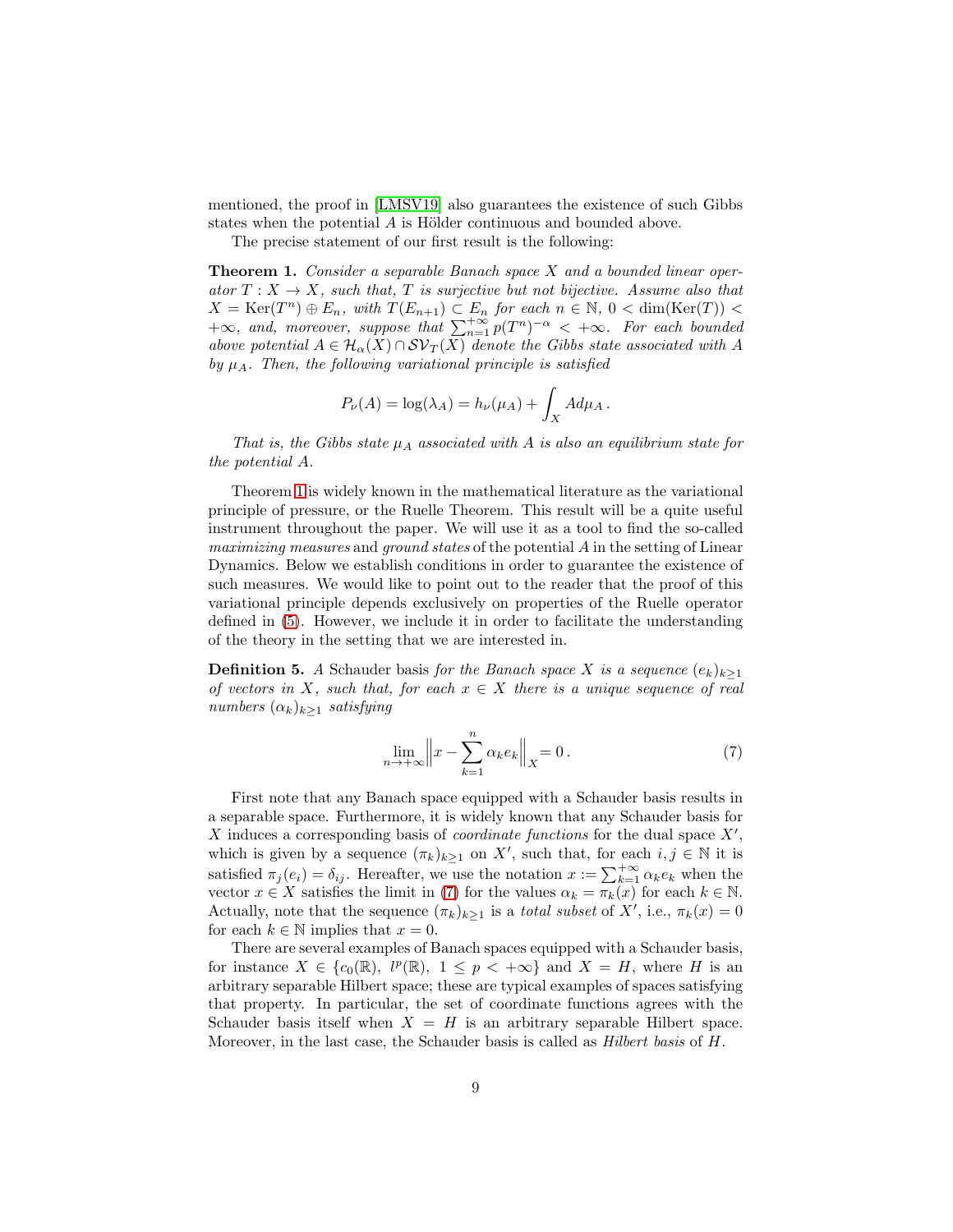mentioned, the proof in [LMSV19] also guarantees the existence of such Gibbs states when the potential $A$ is Hölder continuous and bounded above.

The precise statement of our first result is the following:

**Theorem 1.** *Consider a separable Banach space $X$ and a bounded linear operator $T : X \to X$, such that, $T$ is surjective but not bijective. Assume also that $X = \mathrm{Ker}(T^n) \oplus E_n$, with $T(E_{n+1}) \subset E_n$ for each $n \in \mathbb{N}$, $0 < \dim(\mathrm{Ker}(T)) < +\infty$, and, moreover, suppose that $\sum_{n=1}^{+\infty} p(T^n)^{-\alpha} < +\infty$. For each bounded above potential $A \in \mathcal{H}_\alpha(X) \cap \mathcal{SV}_T(X)$ denote the Gibbs state associated with $A$ by $\mu_A$. Then, the following variational principle is satisfied*

$$P_\nu(A) = \log(\lambda_A) = h_\nu(\mu_A) + \int_X A d\mu_A \,.$$

*That is, the Gibbs state $\mu_A$ associated with $A$ is also an equilibrium state for the potential $A$.*

Theorem 1 is widely known in the mathematical literature as the variational principle of pressure, or the Ruelle Theorem. This result will be a quite useful instrument throughout the paper. We will use it as a tool to find the so-called *maximizing measures* and *ground states* of the potential $A$ in the setting of Linear Dynamics. Below we establish conditions in order to guarantee the existence of such measures. We would like to point out to the reader that the proof of this variational principle depends exclusively on properties of the Ruelle operator defined in (5). However, we include it in order to facilitate the understanding of the theory in the setting that we are interested in.

**Definition 5.** *A* Schauder basis *for the Banach space $X$ is a sequence $(e_k)_{k\geq 1}$ of vectors in $X$, such that, for each $x \in X$ there is a unique sequence of real numbers $(\alpha_k)_{k\geq 1}$ satisfying*

$$\lim_{n\to+\infty} \Big\| x - \sum_{k=1}^{n} \alpha_k e_k \Big\|_X = 0 \,. \tag{7}$$

First note that any Banach space equipped with a Schauder basis results in a separable space. Furthermore, it is widely known that any Schauder basis for $X$ induces a corresponding basis of *coordinate functions* for the dual space $X'$, which is given by a sequence $(\pi_k)_{k\geq 1}$ on $X'$, such that, for each $i, j \in \mathbb{N}$ it is satisfied $\pi_j(e_i) = \delta_{ij}$. Hereafter, we use the notation $x := \sum_{k=1}^{+\infty} \alpha_k e_k$ when the vector $x \in X$ satisfies the limit in (7) for the values $\alpha_k = \pi_k(x)$ for each $k \in \mathbb{N}$. Actually, note that the sequence $(\pi_k)_{k\geq 1}$ is a *total subset* of $X'$, i.e., $\pi_k(x) = 0$ for each $k \in \mathbb{N}$ implies that $x = 0$.

There are several examples of Banach spaces equipped with a Schauder basis, for instance $X \in \{c_0(\mathbb{R}),\ l^p(\mathbb{R}),\ 1 \leq p < +\infty\}$ and $X = H$, where $H$ is an arbitrary separable Hilbert space; these are typical examples of spaces satisfying that property. In particular, the set of coordinate functions agrees with the Schauder basis itself when $X = H$ is an arbitrary separable Hilbert space. Moreover, in the last case, the Schauder basis is called as *Hilbert basis* of $H$.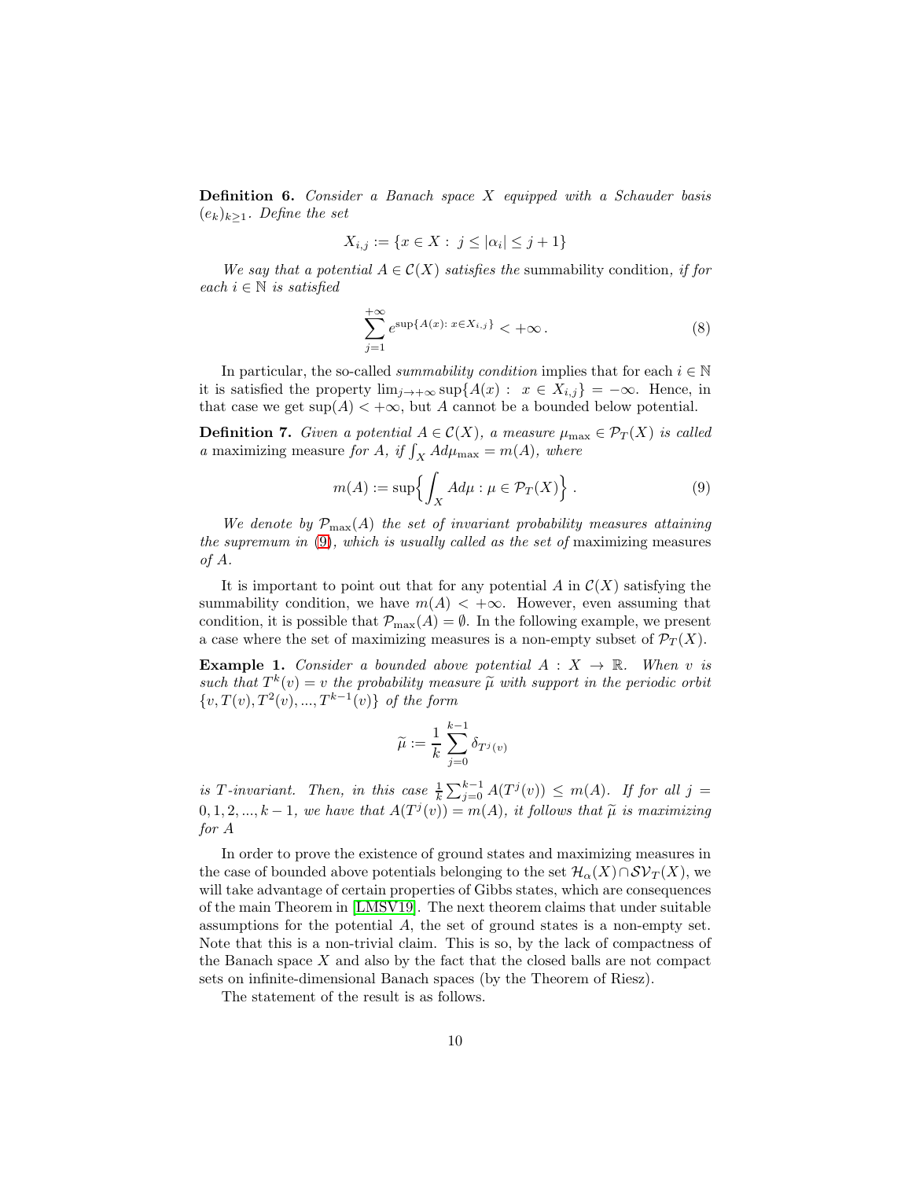**Definition 6.** *Consider a Banach space $X$ equipped with a Schauder basis $(e_k)_{k\geq 1}$. Define the set*

$$X_{i,j} := \{x \in X : \; j \leq |\alpha_i| \leq j+1\}$$

*We say that a potential $A \in \mathcal{C}(X)$ satisfies the* summability condition*, if for each $i \in \mathbb{N}$ is satisfied*

$$\sum_{j=1}^{+\infty} e^{\sup\{A(x):\, x \in X_{i,j}\}} < +\infty\,. \tag{8}$$

In particular, the so-called *summability condition* implies that for each $i \in \mathbb{N}$ it is satisfied the property $\lim_{j\to+\infty} \sup\{A(x) : \; x \in X_{i,j}\} = -\infty$. Hence, in that case we get $\sup(A) < +\infty$, but $A$ cannot be a bounded below potential.

**Definition 7.** *Given a potential $A \in \mathcal{C}(X)$, a measure $\mu_{\max} \in \mathcal{P}_T(X)$ is called a* maximizing measure *for $A$, if $\int_X A d\mu_{\max} = m(A)$, where*

$$m(A) := \sup\Big\{ \int_X A d\mu : \mu \in \mathcal{P}_T(X) \Big\}\,. \tag{9}$$

*We denote by $\mathcal{P}_{\max}(A)$ the set of invariant probability measures attaining the supremum in (9), which is usually called as the set of* maximizing measures *of $A$.*

It is important to point out that for any potential $A$ in $\mathcal{C}(X)$ satisfying the summability condition, we have $m(A) < +\infty$. However, even assuming that condition, it is possible that $\mathcal{P}_{\max}(A) = \emptyset$. In the following example, we present a case where the set of maximizing measures is a non-empty subset of $\mathcal{P}_T(X)$.

**Example 1.** *Consider a bounded above potential $A : X \to \mathbb{R}$. When $v$ is such that $T^k(v) = v$ the probability measure $\widetilde{\mu}$ with support in the periodic orbit $\{v, T(v), T^2(v), ..., T^{k-1}(v)\}$ of the form*

$$\widetilde{\mu} := \frac{1}{k} \sum_{j=0}^{k-1} \delta_{T^j(v)}$$

*is $T$-invariant. Then, in this case $\frac{1}{k}\sum_{j=0}^{k-1} A(T^j(v)) \leq m(A)$. If for all $j = 0, 1, 2, ..., k-1$, we have that $A(T^j(v)) = m(A)$, it follows that $\widetilde{\mu}$ is maximizing for $A$*

In order to prove the existence of ground states and maximizing measures in the case of bounded above potentials belonging to the set $\mathcal{H}_\alpha(X) \cap \mathcal{SV}_T(X)$, we will take advantage of certain properties of Gibbs states, which are consequences of the main Theorem in [LMSV19]. The next theorem claims that under suitable assumptions for the potential $A$, the set of ground states is a non-empty set. Note that this is a non-trivial claim. This is so, by the lack of compactness of the Banach space $X$ and also by the fact that the closed balls are not compact sets on infinite-dimensional Banach spaces (by the Theorem of Riesz).

The statement of the result is as follows.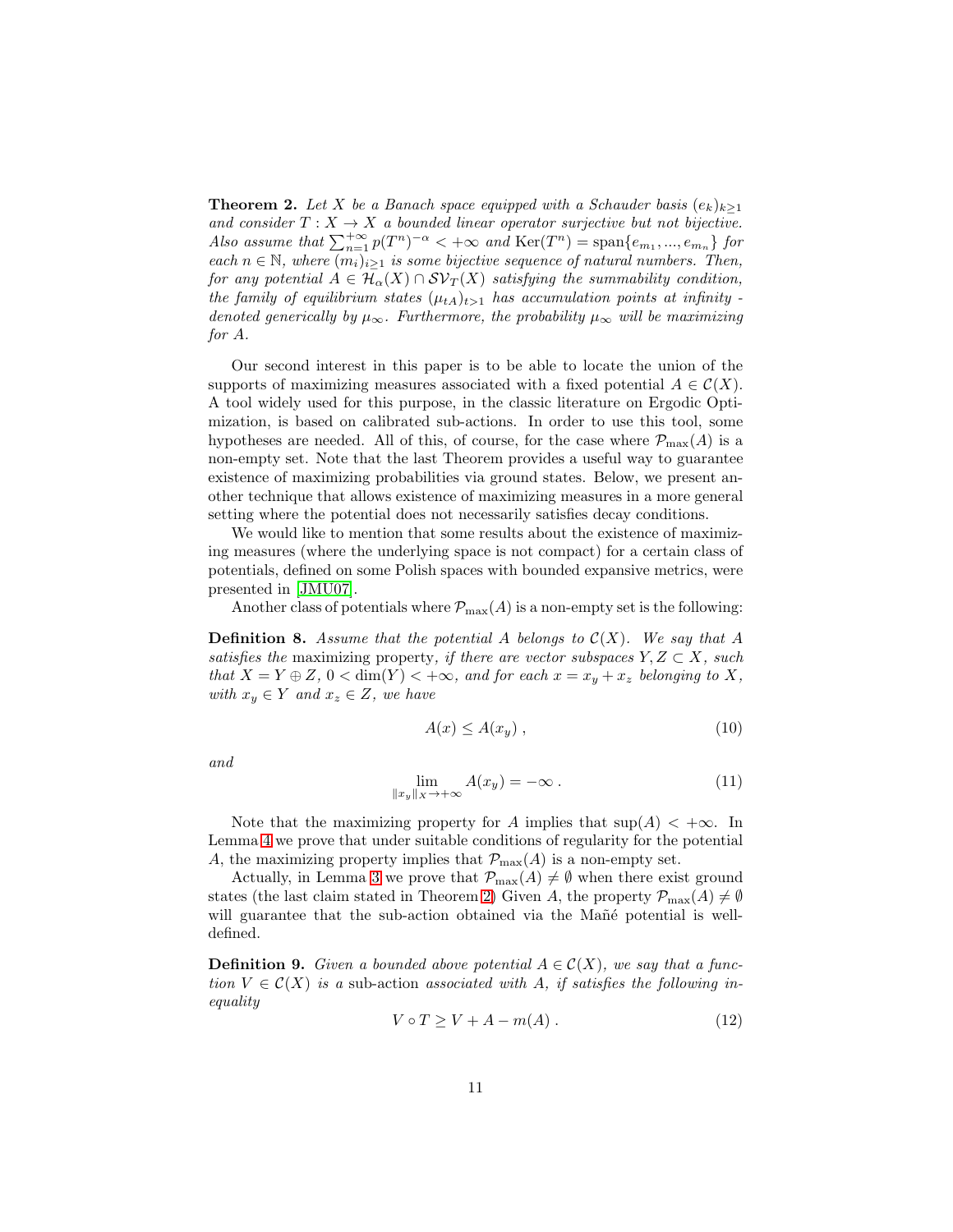**Theorem 2.** *Let $X$ be a Banach space equipped with a Schauder basis $(e_k)_{k\geq 1}$ and consider $T : X \to X$ a bounded linear operator surjective but not bijective. Also assume that $\sum_{n=1}^{+\infty} p(T^n)^{-\alpha} < +\infty$ and $\mathrm{Ker}(T^n) = \mathrm{span}\{e_{m_1}, ..., e_{m_n}\}$ for each $n \in \mathbb{N}$, where $(m_i)_{i\geq 1}$ is some bijective sequence of natural numbers. Then, for any potential $A \in \mathcal{H}_\alpha(X) \cap \mathcal{SV}_T(X)$ satisfying the summability condition, the family of equilibrium states $(\mu_{tA})_{t>1}$ has accumulation points at infinity - denoted generically by $\mu_\infty$. Furthermore, the probability $\mu_\infty$ will be maximizing for $A$.*

Our second interest in this paper is to be able to locate the union of the supports of maximizing measures associated with a fixed potential $A \in \mathcal{C}(X)$. A tool widely used for this purpose, in the classic literature on Ergodic Optimization, is based on calibrated sub-actions. In order to use this tool, some hypotheses are needed. All of this, of course, for the case where $\mathcal{P}_{\max}(A)$ is a non-empty set. Note that the last Theorem provides a useful way to guarantee existence of maximizing probabilities via ground states. Below, we present another technique that allows existence of maximizing measures in a more general setting where the potential does not necessarily satisfies decay conditions.

We would like to mention that some results about the existence of maximizing measures (where the underlying space is not compact) for a certain class of potentials, defined on some Polish spaces with bounded expansive metrics, were presented in [JMU07].

Another class of potentials where $\mathcal{P}_{\max}(A)$ is a non-empty set is the following:

**Definition 8.** *Assume that the potential $A$ belongs to $\mathcal{C}(X)$. We say that $A$ satisfies the* maximizing property, *if there are vector subspaces $Y, Z \subset X$, such that $X = Y \oplus Z$, $0 < \dim(Y) < +\infty$, and for each $x = x_y + x_z$ belonging to $X$, with $x_y \in Y$ and $x_z \in Z$, we have*

$$A(x) \leq A(x_y) \ , \tag{10}$$

*and*

$$\lim_{\|x_y\|_X \to +\infty} A(x_y) = -\infty \ . \tag{11}$$

Note that the maximizing property for $A$ implies that $\sup(A) < +\infty$. In Lemma 4 we prove that under suitable conditions of regularity for the potential $A$, the maximizing property implies that $\mathcal{P}_{\max}(A)$ is a non-empty set.

Actually, in Lemma 3 we prove that $\mathcal{P}_{\max}(A) \neq \emptyset$ when there exist ground states (the last claim stated in Theorem 2) Given $A$, the property $\mathcal{P}_{\max}(A) \neq \emptyset$ will guarantee that the sub-action obtained via the Mañé potential is well-defined.

**Definition 9.** *Given a bounded above potential $A \in \mathcal{C}(X)$, we say that a function $V \in \mathcal{C}(X)$ is a* sub-action *associated with $A$, if satisfies the following inequality*

$$V \circ T \geq V + A - m(A) \ . \tag{12}$$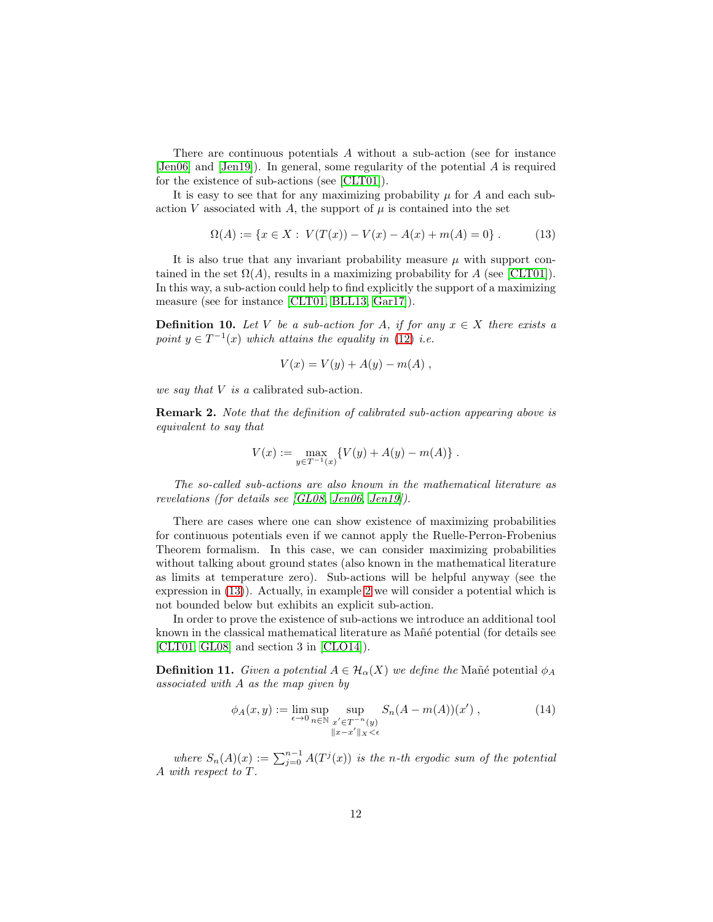There are continuous potentials $A$ without a sub-action (see for instance [Jen06] and [Jen19]). In general, some regularity of the potential $A$ is required for the existence of sub-actions (see [CLT01]).

It is easy to see that for any maximizing probability $\mu$ for $A$ and each sub-action $V$ associated with $A$, the support of $\mu$ is contained into the set

$$\Omega(A) := \{x \in X : \; V(T(x)) - V(x) - A(x) + m(A) = 0\} \; . \tag{13}$$

It is also true that any invariant probability measure $\mu$ with support contained in the set $\Omega(A)$, results in a maximizing probability for $A$ (see [CLT01]). In this way, a sub-action could help to find explicitly the support of a maximizing measure (see for instance [CLT01, BLL13, Gar17]).

**Definition 10.** *Let $V$ be a sub-action for $A$, if for any $x \in X$ there exists a point $y \in T^{-1}(x)$ which attains the equality in (12) i.e.*

$$V(x) = V(y) + A(y) - m(A) \; ,$$

*we say that $V$ is a* calibrated sub-action.

**Remark 2.** *Note that the definition of calibrated sub-action appearing above is equivalent to say that*

$$V(x) := \max_{y \in T^{-1}(x)} \{V(y) + A(y) - m(A)\} \; .$$

*The so-called sub-actions are also known in the mathematical literature as revelations (for details see [GL08, Jen06, Jen19]).*

There are cases where one can show existence of maximizing probabilities for continuous potentials even if we cannot apply the Ruelle-Perron-Frobenius Theorem formalism. In this case, we can consider maximizing probabilities without talking about ground states (also known in the mathematical literature as limits at temperature zero). Sub-actions will be helpful anyway (see the expression in (13)). Actually, in example 2 we will consider a potential which is not bounded below but exhibits an explicit sub-action.

In order to prove the existence of sub-actions we introduce an additional tool known in the classical mathematical literature as Mañé potential (for details see [CLT01, GL08] and section 3 in [CLO14]).

**Definition 11.** *Given a potential $A \in \mathcal{H}_\alpha(X)$ we define the* Mañé potential $\phi_A$ *associated with $A$ as the map given by*

$$\phi_A(x, y) := \lim_{\epsilon \to 0} \sup_{n \in \mathbb{N}} \sup_{\substack{x' \in T^{-n}(y) \\ \|x - x'\|_X < \epsilon}} S_n(A - m(A))(x') \; , \tag{14}$$

*where $S_n(A)(x) := \sum_{j=0}^{n-1} A(T^j(x))$ is the $n$-th ergodic sum of the potential $A$ with respect to $T$.*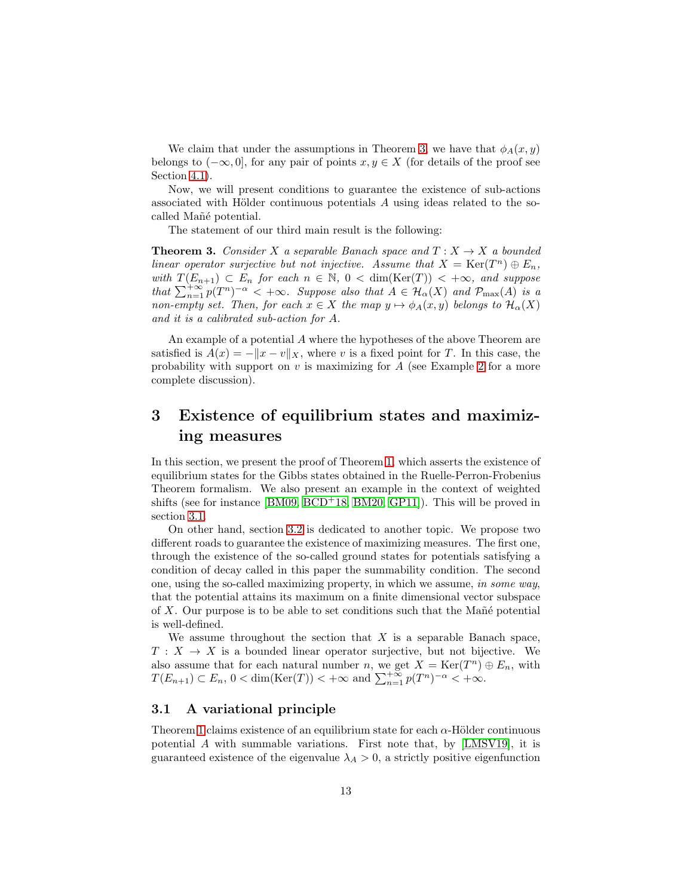We claim that under the assumptions in Theorem 3, we have that $\phi_A(x, y)$ belongs to $(-\infty, 0]$, for any pair of points $x, y \in X$ (for details of the proof see Section 4.1).

Now, we will present conditions to guarantee the existence of sub-actions associated with Hölder continuous potentials $A$ using ideas related to the so-called Mañé potential.

The statement of our third main result is the following:

**Theorem 3.** *Consider $X$ a separable Banach space and $T : X \to X$ a bounded linear operator surjective but not injective. Assume that $X = \mathrm{Ker}(T^n) \oplus E_n$, with $T(E_{n+1}) \subset E_n$ for each $n \in \mathbb{N}$, $0 < \dim(\mathrm{Ker}(T)) < +\infty$, and suppose that $\sum_{n=1}^{+\infty} p(T^n)^{-\alpha} < +\infty$. Suppose also that $A \in \mathcal{H}_\alpha(X)$ and $\mathcal{P}_{\max}(A)$ is a non-empty set. Then, for each $x \in X$ the map $y \mapsto \phi_A(x, y)$ belongs to $\mathcal{H}_\alpha(X)$ and it is a calibrated sub-action for $A$.*

An example of a potential $A$ where the hypotheses of the above Theorem are satisfied is $A(x) = -\|x - v\|_X$, where $v$ is a fixed point for $T$. In this case, the probability with support on $v$ is maximizing for $A$ (see Example 2 for a more complete discussion).

# 3 Existence of equilibrium states and maximizing measures

In this section, we present the proof of Theorem 1, which asserts the existence of equilibrium states for the Gibbs states obtained in the Ruelle-Perron-Frobenius Theorem formalism. We also present an example in the context of weighted shifts (see for instance [BM09, BCD+18, BM20, GP11]). This will be proved in section 3.1.

On other hand, section 3.2 is dedicated to another topic. We propose two different roads to guarantee the existence of maximizing measures. The first one, through the existence of the so-called ground states for potentials satisfying a condition of decay called in this paper the summability condition. The second one, using the so-called maximizing property, in which we assume, *in some way*, that the potential attains its maximum on a finite dimensional vector subspace of $X$. Our purpose is to be able to set conditions such that the Mañé potential is well-defined.

We assume throughout the section that $X$ is a separable Banach space, $T : X \to X$ is a bounded linear operator surjective, but not bijective. We also assume that for each natural number $n$, we get $X = \mathrm{Ker}(T^n) \oplus E_n$, with $T(E_{n+1}) \subset E_n$, $0 < \dim(\mathrm{Ker}(T)) < +\infty$ and $\sum_{n=1}^{+\infty} p(T^n)^{-\alpha} < +\infty$.

## 3.1 A variational principle

Theorem 1 claims existence of an equilibrium state for each $\alpha$-Hölder continuous potential $A$ with summable variations. First note that, by [LMSV19], it is guaranteed existence of the eigenvalue $\lambda_A > 0$, a strictly positive eigenfunction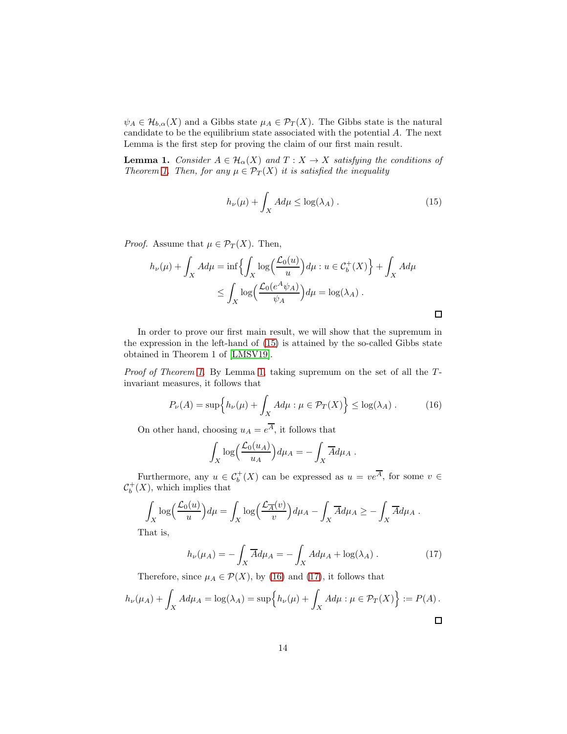$\psi_A \in \mathcal{H}_{b,\alpha}(X)$ and a Gibbs state $\mu_A \in \mathcal{P}_T(X)$. The Gibbs state is the natural candidate to be the equilibrium state associated with the potential $A$. The next Lemma is the first step for proving the claim of our first main result.

**Lemma 1.** *Consider $A \in \mathcal{H}_\alpha(X)$ and $T : X \to X$ satisfying the conditions of Theorem 1. Then, for any $\mu \in \mathcal{P}_T(X)$ it is satisfied the inequality*

$$
h_\nu(\mu) + \int_X A d\mu \leq \log(\lambda_A) \,. \tag{15}
$$

*Proof.* Assume that $\mu \in \mathcal{P}_T(X)$. Then,

$$
\begin{aligned}
h_\nu(\mu) + \int_X A d\mu &= \inf\Big\{ \int_X \log\Big(\frac{\mathcal{L}_0(u)}{u}\Big) d\mu : u \in \mathcal{C}_b^+(X) \Big\} + \int_X A d\mu \\
&\leq \int_X \log\Big(\frac{\mathcal{L}_0(e^A \psi_A)}{\psi_A}\Big) d\mu = \log(\lambda_A) \,.
\end{aligned}
$$

□

In order to prove our first main result, we will show that the supremum in the expression in the left-hand of (15) is attained by the so-called Gibbs state obtained in Theorem 1 of [LMSV19].

*Proof of Theorem 1.* By Lemma 1, taking supremum on the set of all the $T$-invariant measures, it follows that

$$
P_\nu(A) = \sup\Big\{ h_\nu(\mu) + \int_X A d\mu : \mu \in \mathcal{P}_T(X) \Big\} \leq \log(\lambda_A) \,. \tag{16}
$$

On other hand, choosing $u_A = e^{\overline{A}}$, it follows that

$$
\int_X \log\Big(\frac{\mathcal{L}_0(u_A)}{u_A}\Big) d\mu_A = -\int_X \overline{A} d\mu_A \,.
$$

Furthermore, any $u \in \mathcal{C}_b^+(X)$ can be expressed as $u = v e^{\overline{A}}$, for some $v \in \mathcal{C}_b^+(X)$, which implies that

$$
\int_X \log\Big(\frac{\mathcal{L}_0(u)}{u}\Big) d\mu = \int_X \log\Big(\frac{\mathcal{L}_{\overline{A}}(v)}{v}\Big) d\mu_A - \int_X \overline{A} d\mu_A \geq -\int_X \overline{A} d\mu_A \,.
$$

That is,

$$
h_\nu(\mu_A) = -\int_X \overline{A} d\mu_A = -\int_X A d\mu_A + \log(\lambda_A) \,. \tag{17}
$$

Therefore, since $\mu_A \in \mathcal{P}(X)$, by (16) and (17), it follows that

$$
h_\nu(\mu_A) + \int_X A d\mu_A = \log(\lambda_A) = \sup\Big\{ h_\nu(\mu) + \int_X A d\mu : \mu \in \mathcal{P}_T(X) \Big\} := P(A) \,.
$$

□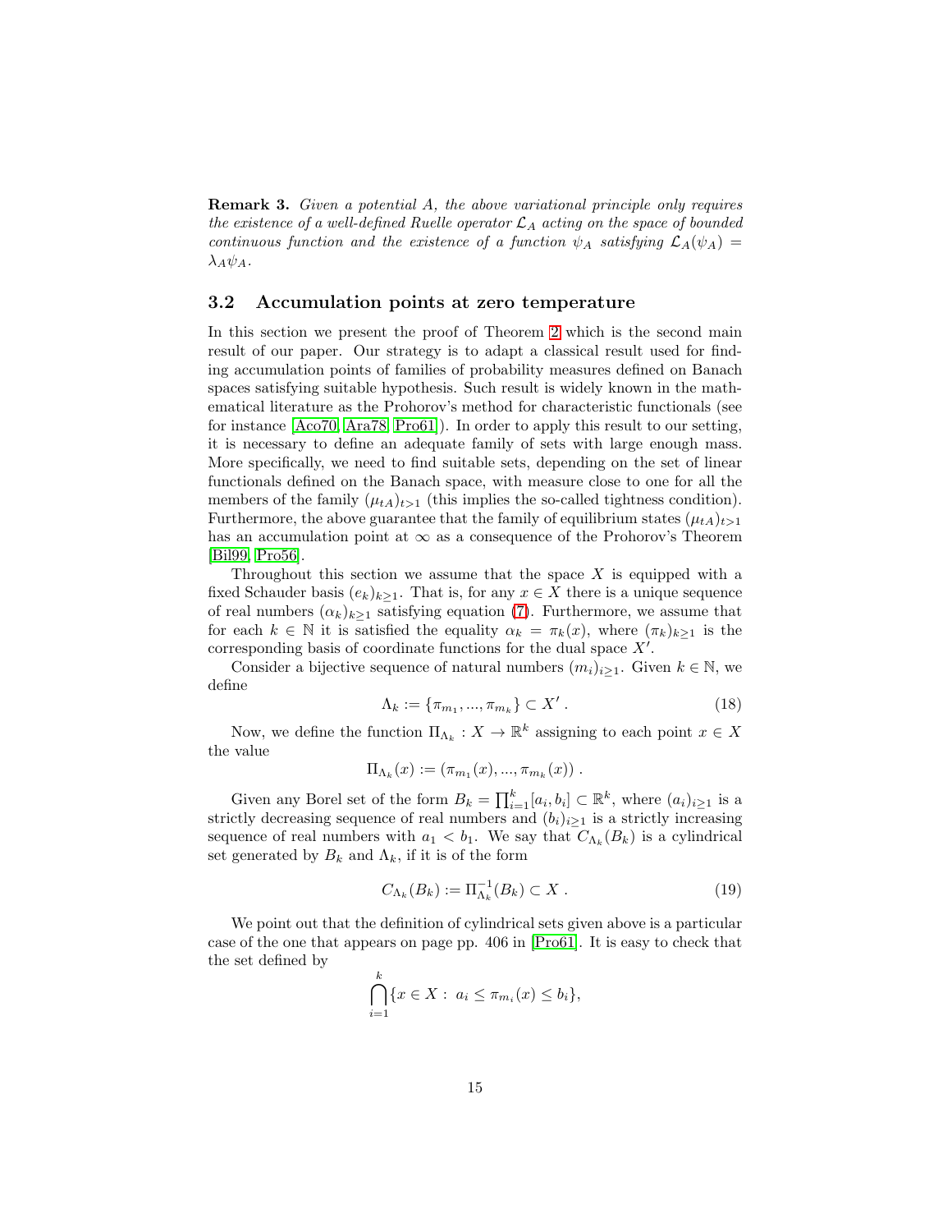**Remark 3.** *Given a potential $A$, the above variational principle only requires the existence of a well-defined Ruelle operator $\mathcal{L}_A$ acting on the space of bounded continuous function and the existence of a function $\psi_A$ satisfying $\mathcal{L}_A(\psi_A) = \lambda_A \psi_A$.*

### 3.2 Accumulation points at zero temperature

In this section we present the proof of Theorem 2 which is the second main result of our paper. Our strategy is to adapt a classical result used for finding accumulation points of families of probability measures defined on Banach spaces satisfying suitable hypothesis. Such result is widely known in the mathematical literature as the Prohorov's method for characteristic functionals (see for instance [Aco70, Ara78, Pro61]). In order to apply this result to our setting, it is necessary to define an adequate family of sets with large enough mass. More specifically, we need to find suitable sets, depending on the set of linear functionals defined on the Banach space, with measure close to one for all the members of the family $(\mu_{tA})_{t>1}$ (this implies the so-called tightness condition). Furthermore, the above guarantee that the family of equilibrium states $(\mu_{tA})_{t>1}$ has an accumulation point at $\infty$ as a consequence of the Prohorov's Theorem [Bil99, Pro56].

Throughout this section we assume that the space $X$ is equipped with a fixed Schauder basis $(e_k)_{k\geq 1}$. That is, for any $x \in X$ there is a unique sequence of real numbers $(\alpha_k)_{k\geq 1}$ satisfying equation (7). Furthermore, we assume that for each $k \in \mathbb{N}$ it is satisfied the equality $\alpha_k = \pi_k(x)$, where $(\pi_k)_{k\geq 1}$ is the corresponding basis of coordinate functions for the dual space $X'$.

Consider a bijective sequence of natural numbers $(m_i)_{i\geq 1}$. Given $k \in \mathbb{N}$, we define

$$\Lambda_k := \{\pi_{m_1}, \ldots, \pi_{m_k}\} \subset X' \,. \tag{18}$$

Now, we define the function $\Pi_{\Lambda_k} : X \to \mathbb{R}^k$ assigning to each point $x \in X$ the value

$$\Pi_{\Lambda_k}(x) := (\pi_{m_1}(x), \ldots, \pi_{m_k}(x)) \,.$$

Given any Borel set of the form $B_k = \prod_{i=1}^{k}[a_i, b_i] \subset \mathbb{R}^k$, where $(a_i)_{i\geq 1}$ is a strictly decreasing sequence of real numbers and $(b_i)_{i\geq 1}$ is a strictly increasing sequence of real numbers with $a_1 < b_1$. We say that $C_{\Lambda_k}(B_k)$ is a cylindrical set generated by $B_k$ and $\Lambda_k$, if it is of the form

$$C_{\Lambda_k}(B_k) := \Pi_{\Lambda_k}^{-1}(B_k) \subset X \,. \tag{19}$$

We point out that the definition of cylindrical sets given above is a particular case of the one that appears on page pp. 406 in [Pro61]. It is easy to check that the set defined by

$$\bigcap_{i=1}^{k} \{x \in X : \; a_i \leq \pi_{m_i}(x) \leq b_i\},$$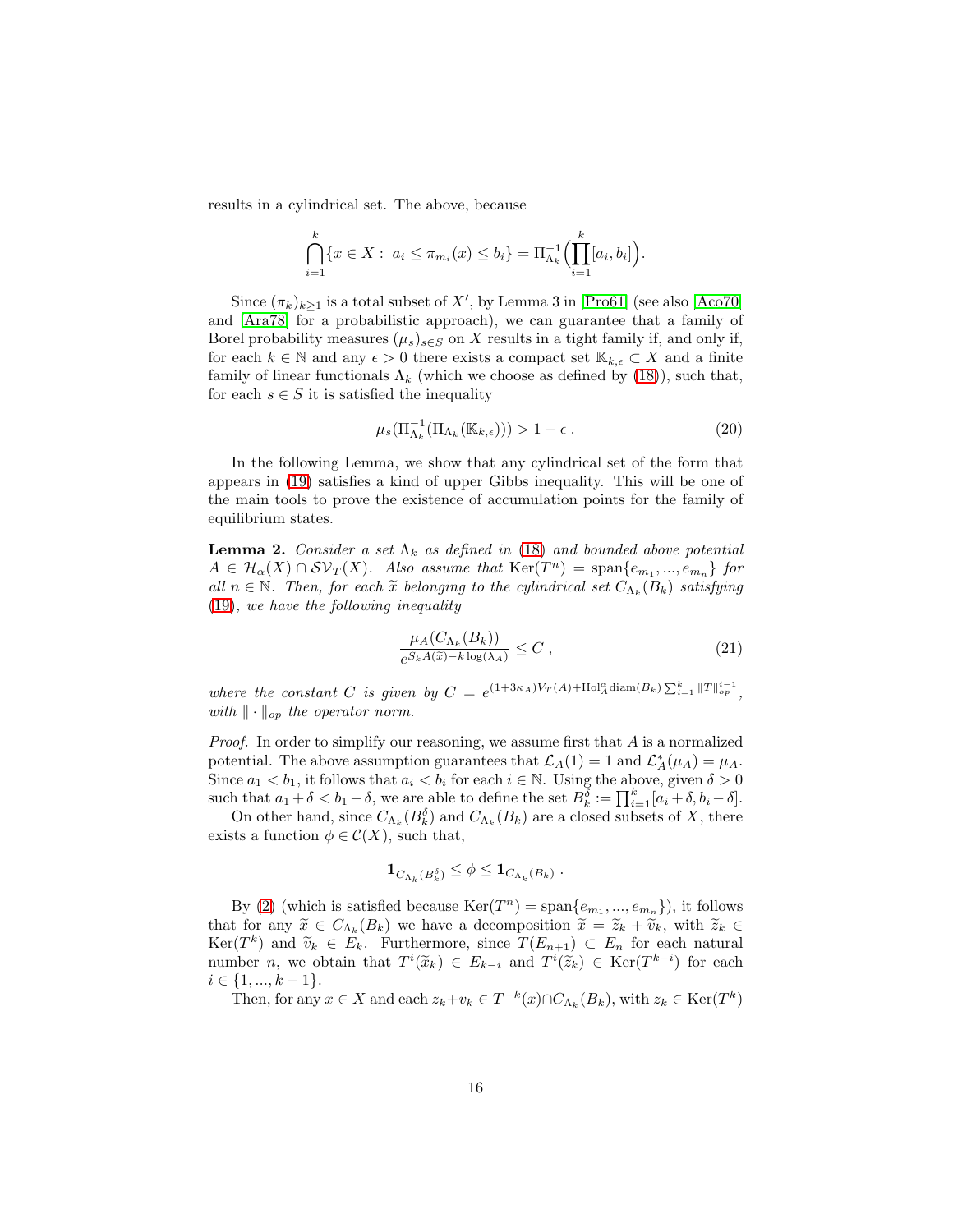results in a cylindrical set. The above, because

$$\bigcap_{i=1}^{k}\{x \in X : \ a_i \leq \pi_{m_i}(x) \leq b_i\} = \Pi_{\Lambda_k}^{-1}\Big(\prod_{i=1}^{k}[a_i, b_i]\Big).$$

Since $(\pi_k)_{k\geq 1}$ is a total subset of $X'$, by Lemma 3 in [Pro61] (see also [Aco70] and [Ara78] for a probabilistic approach), we can guarantee that a family of Borel probability measures $(\mu_s)_{s\in S}$ on $X$ results in a tight family if, and only if, for each $k \in \mathbb{N}$ and any $\epsilon > 0$ there exists a compact set $\mathbb{K}_{k,\epsilon} \subset X$ and a finite family of linear functionals $\Lambda_k$ (which we choose as defined by (18)), such that, for each $s \in S$ it is satisfied the inequality

$$\mu_s(\Pi_{\Lambda_k}^{-1}(\Pi_{\Lambda_k}(\mathbb{K}_{k,\epsilon}))) > 1 - \epsilon \ . \tag{20}$$

In the following Lemma, we show that any cylindrical set of the form that appears in (19) satisfies a kind of upper Gibbs inequality. This will be one of the main tools to prove the existence of accumulation points for the family of equilibrium states.

**Lemma 2.** *Consider a set $\Lambda_k$ as defined in (18) and bounded above potential $A \in \mathcal{H}_\alpha(X) \cap \mathcal{SV}_T(X)$. Also assume that $\mathrm{Ker}(T^n) = \mathrm{span}\{e_{m_1}, ..., e_{m_n}\}$ for all $n \in \mathbb{N}$. Then, for each $\widetilde{x}$ belonging to the cylindrical set $C_{\Lambda_k}(B_k)$ satisfying (19), we have the following inequality*

$$\frac{\mu_A(C_{\Lambda_k}(B_k))}{e^{S_k A(\widetilde{x}) - k\log(\lambda_A)}} \leq C \ , \tag{21}$$

*where the constant $C$ is given by $C = e^{(1+3\kappa_A)V_T(A) + \mathrm{Hol}_A^\alpha \mathrm{diam}(B_k)\sum_{i=1}^{k}\|T\|_{op}^{i-1}}$, with $\|\cdot\|_{op}$ the operator norm.*

*Proof.* In order to simplify our reasoning, we assume first that $A$ is a normalized potential. The above assumption guarantees that $\mathcal{L}_A(1) = 1$ and $\mathcal{L}_A^*(\mu_A) = \mu_A$. Since $a_1 < b_1$, it follows that $a_i < b_i$ for each $i \in \mathbb{N}$. Using the above, given $\delta > 0$ such that $a_1 + \delta < b_1 - \delta$, we are able to define the set $B_k^\delta := \prod_{i=1}^{k}[a_i + \delta, b_i - \delta]$.

On other hand, since $C_{\Lambda_k}(B_k^\delta)$ and $C_{\Lambda_k}(B_k)$ are a closed subsets of $X$, there exists a function $\phi \in \mathcal{C}(X)$, such that,

$$\mathbf{1}_{C_{\Lambda_k}(B_k^\delta)} \leq \phi \leq \mathbf{1}_{C_{\Lambda_k}(B_k)} \ .$$

By (2) (which is satisfied because $\mathrm{Ker}(T^n) = \mathrm{span}\{e_{m_1}, ..., e_{m_n}\}$), it follows that for any $\widetilde{x} \in C_{\Lambda_k}(B_k)$ we have a decomposition $\widetilde{x} = \widetilde{z}_k + \widetilde{v}_k$, with $\widetilde{z}_k \in \mathrm{Ker}(T^k)$ and $\widetilde{v}_k \in E_k$. Furthermore, since $T(E_{n+1}) \subset E_n$ for each natural number $n$, we obtain that $T^i(\widetilde{x}_k) \in E_{k-i}$ and $T^i(\widetilde{z}_k) \in \mathrm{Ker}(T^{k-i})$ for each $i \in \{1, ..., k-1\}$.

Then, for any $x \in X$ and each $z_k + v_k \in T^{-k}(x) \cap C_{\Lambda_k}(B_k)$, with $z_k \in \mathrm{Ker}(T^k)$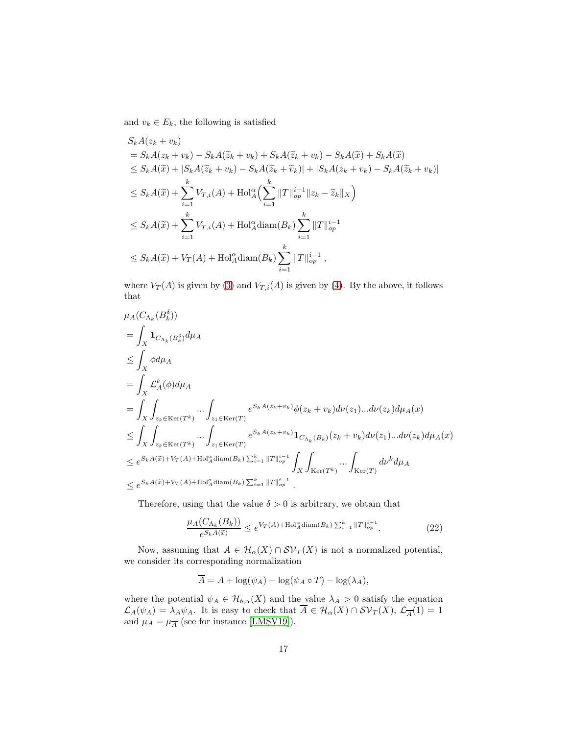and $v_k \in E_k$, the following is satisfied

$$
\begin{aligned}
&S_kA(z_k+v_k)\\
&= S_kA(z_k+v_k) - S_kA(\widetilde{z}_k+v_k) + S_kA(\widetilde{z}_k+v_k) - S_kA(\widetilde{x}) + S_kA(\widetilde{x})\\
&\leq S_kA(\widetilde{x}) + |S_kA(\widetilde{z}_k+v_k) - S_kA(\widetilde{z}_k+\widetilde{v}_k)| + |S_kA(z_k+v_k) - S_kA(\widetilde{z}_k+v_k)|\\
&\leq S_kA(\widetilde{x}) + \sum_{i=1}^{k} V_{T,i}(A) + \mathrm{Hol}_A^\alpha\Big(\sum_{i=1}^{k}\|T\|_{op}^{i-1}\|z_k-\widetilde{z}_k\|_X\Big)\\
&\leq S_kA(\widetilde{x}) + \sum_{i=1}^{k} V_{T,i}(A) + \mathrm{Hol}_A^\alpha \mathrm{diam}(B_k)\sum_{i=1}^{k}\|T\|_{op}^{i-1}\\
&\leq S_kA(\widetilde{x}) + V_T(A) + \mathrm{Hol}_A^\alpha \mathrm{diam}(B_k)\sum_{i=1}^{k}\|T\|_{op}^{i-1},
\end{aligned}
$$

where $V_T(A)$ is given by (3) and $V_{T,i}(A)$ is given by (4). By the above, it follows that

$$
\begin{aligned}
&\mu_A(C_{\Lambda_k}(B_k^\delta))\\
&= \int_X \mathbf{1}_{C_{\Lambda_k}(B_k^\delta)} d\mu_A\\
&\leq \int_X \phi d\mu_A\\
&= \int_X \mathcal{L}_A^k(\phi) d\mu_A\\
&= \int_X \int_{z_k\in \mathrm{Ker}(T^k)} \dots \int_{z_1\in\mathrm{Ker}(T)} e^{S_kA(z_k+v_k)}\phi(z_k+v_k)d\nu(z_1)\dots d\nu(z_k)d\mu_A(x)\\
&\leq \int_X \int_{z_k\in \mathrm{Ker}(T^k)} \dots \int_{z_1\in\mathrm{Ker}(T)} e^{S_kA(z_k+v_k)}\mathbf{1}_{C_{\Lambda_k}(B_k)}(z_k+v_k)d\nu(z_1)\dots d\nu(z_k)d\mu_A(x)\\
&\leq e^{S_kA(\widetilde{x})+V_T(A)+\mathrm{Hol}_A^\alpha \mathrm{diam}(B_k)\sum_{i=1}^{k}\|T\|_{op}^{i-1}} \int_X\int_{\mathrm{Ker}(T^k)}\dots\int_{\mathrm{Ker}(T)} d\nu^k d\mu_A\\
&\leq e^{S_kA(\widetilde{x})+V_T(A)+\mathrm{Hol}_A^\alpha \mathrm{diam}(B_k)\sum_{i=1}^{k}\|T\|_{op}^{i-1}}.
\end{aligned}
$$

Therefore, using that the value $\delta > 0$ is arbitrary, we obtain that

$$
\frac{\mu_A(C_{\Lambda_k}(B_k))}{e^{S_kA(\widetilde{x})}} \leq e^{V_T(A)+\mathrm{Hol}_A^\alpha \mathrm{diam}(B_k)\sum_{i=1}^{k}\|T\|_{op}^{i-1}}. \tag{22}
$$

Now, assuming that $A \in \mathcal{H}_\alpha(X) \cap \mathcal{SV}_T(X)$ is not a normalized potential, we consider its corresponding normalization

$$
\overline{A} = A + \log(\psi_A) - \log(\psi_A \circ T) - \log(\lambda_A),
$$

where the potential $\psi_A \in \mathcal{H}_{b,\alpha}(X)$ and the value $\lambda_A > 0$ satisfy the equation $\mathcal{L}_A(\psi_A) = \lambda_A\psi_A$. It is easy to check that $\overline{A} \in \mathcal{H}_\alpha(X) \cap \mathcal{SV}_T(X)$, $\mathcal{L}_{\overline{A}}(1) = 1$ and $\mu_A = \mu_{\overline{A}}$ (see for instance [LMSV19]).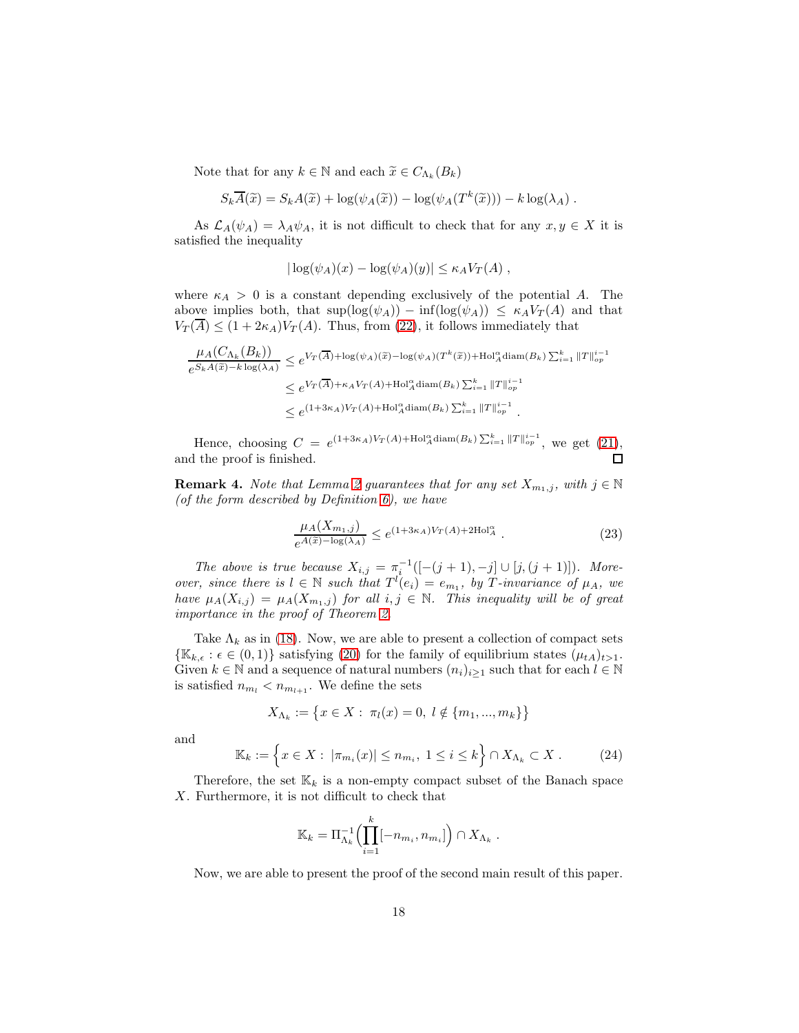Note that for any $k \in \mathbb{N}$ and each $\widetilde{x} \in C_{\Lambda_k}(B_k)$

$$
S_k\overline{A}(\widetilde{x}) = S_kA(\widetilde{x}) + \log(\psi_A(\widetilde{x})) - \log(\psi_A(T^k(\widetilde{x}))) - k\log(\lambda_A) \ .
$$

As $\mathcal{L}_A(\psi_A) = \lambda_A\psi_A$, it is not difficult to check that for any $x, y \in X$ it is satisfied the inequality

$$
|\log(\psi_A)(x) - \log(\psi_A)(y)| \leq \kappa_A V_T(A) \ ,
$$

where $\kappa_A > 0$ is a constant depending exclusively of the potential $A$. The above implies both, that $\sup(\log(\psi_A)) - \inf(\log(\psi_A)) \leq \kappa_A V_T(A)$ and that $V_T(\overline{A}) \leq (1 + 2\kappa_A)V_T(A)$. Thus, from (22), it follows immediately that

$$
\begin{aligned}
\frac{\mu_A(C_{\Lambda_k}(B_k))}{e^{S_kA(\widetilde{x}) - k\log(\lambda_A)}} &\leq e^{V_T(\overline{A}) + \log(\psi_A)(\widetilde{x}) - \log(\psi_A)(T^k(\widetilde{x})) + \mathrm{Hol}_A^\alpha \mathrm{diam}(B_k)\sum_{i=1}^k \|T\|_{op}^{i-1}} \\
&\leq e^{V_T(\overline{A}) + \kappa_A V_T(A) + \mathrm{Hol}_A^\alpha \mathrm{diam}(B_k)\sum_{i=1}^k \|T\|_{op}^{i-1}} \\
&\leq e^{(1+3\kappa_A)V_T(A) + \mathrm{Hol}_A^\alpha \mathrm{diam}(B_k)\sum_{i=1}^k \|T\|_{op}^{i-1}} \ .
\end{aligned}
$$

Hence, choosing $C = e^{(1+3\kappa_A)V_T(A) + \mathrm{Hol}_A^\alpha \mathrm{diam}(B_k)\sum_{i=1}^k \|T\|_{op}^{i-1}}$, we get (21), and the proof is finished. □

**Remark 4.** *Note that Lemma 2 guarantees that for any set $X_{m_1,j}$, with $j \in \mathbb{N}$ (of the form described by Definition 6), we have*

$$
\frac{\mu_A(X_{m_1,j})}{e^{A(\widetilde{x}) - \log(\lambda_A)}} \leq e^{(1+3\kappa_A)V_T(A) + 2\mathrm{Hol}_A^\alpha} \ . \tag{23}
$$

*The above is true because $X_{i,j} = \pi_i^{-1}([-(j+1), -j] \cup [j, (j+1)])$. Moreover, since there is $l \in \mathbb{N}$ such that $T^l(e_i) = e_{m_1}$, by $T$-invariance of $\mu_A$, we have $\mu_A(X_{i,j}) = \mu_A(X_{m_1,j})$ for all $i, j \in \mathbb{N}$. This inequality will be of great importance in the proof of Theorem 2.*

Take $\Lambda_k$ as in (18). Now, we are able to present a collection of compact sets $\{\mathbb{K}_{k,\epsilon} : \epsilon \in (0,1)\}$ satisfying (20) for the family of equilibrium states $(\mu_{tA})_{t>1}$. Given $k \in \mathbb{N}$ and a sequence of natural numbers $(n_i)_{i\geq 1}$ such that for each $l \in \mathbb{N}$ is satisfied $n_{m_l} < n_{m_{l+1}}$. We define the sets

$$
X_{\Lambda_k} := \big\{x \in X : \ \pi_l(x) = 0, \ l \notin \{m_1, ..., m_k\}\big\}
$$

and

$$
\mathbb{K}_k := \Big\{x \in X : \ |\pi_{m_i}(x)| \leq n_{m_i}, \ 1 \leq i \leq k\Big\} \cap X_{\Lambda_k} \subset X \ . \tag{24}
$$

Therefore, the set $\mathbb{K}_k$ is a non-empty compact subset of the Banach space $X$. Furthermore, it is not difficult to check that

$$
\mathbb{K}_k = \Pi_{\Lambda_k}^{-1}\Big(\prod_{i=1}^k [-n_{m_i}, n_{m_i}]\Big) \cap X_{\Lambda_k} \ .
$$

Now, we are able to present the proof of the second main result of this paper.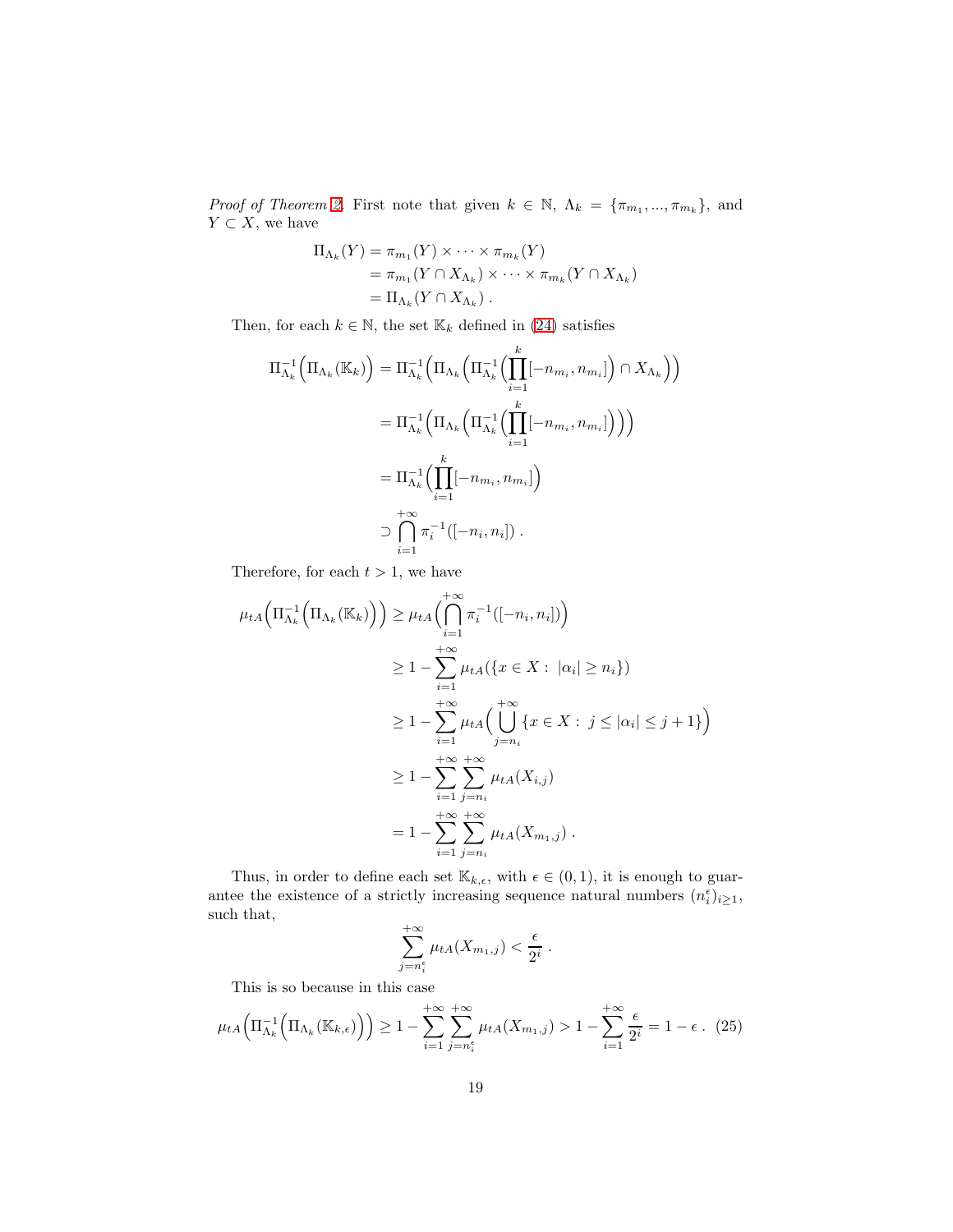*Proof of Theorem 2.* First note that given $k \in \mathbb{N}$, $\Lambda_k = \{\pi_{m_1}, ..., \pi_{m_k}\}$, and $Y \subset X$, we have

$$
\begin{aligned}
\Pi_{\Lambda_k}(Y) &= \pi_{m_1}(Y) \times \cdots \times \pi_{m_k}(Y) \\
&= \pi_{m_1}(Y \cap X_{\Lambda_k}) \times \cdots \times \pi_{m_k}(Y \cap X_{\Lambda_k}) \\
&= \Pi_{\Lambda_k}(Y \cap X_{\Lambda_k}) \ .
\end{aligned}
$$

Then, for each $k \in \mathbb{N}$, the set $\mathbb{K}_k$ defined in (24) satisfies

$$
\begin{aligned}
\Pi_{\Lambda_k}^{-1}\Big(\Pi_{\Lambda_k}(\mathbb{K}_k)\Big) &= \Pi_{\Lambda_k}^{-1}\Big(\Pi_{\Lambda_k}\Big(\Pi_{\Lambda_k}^{-1}\Big(\prod_{i=1}^{k}[-n_{m_i}, n_{m_i}]\Big) \cap X_{\Lambda_k}\Big)\Big) \\
&= \Pi_{\Lambda_k}^{-1}\Big(\Pi_{\Lambda_k}\Big(\Pi_{\Lambda_k}^{-1}\Big(\prod_{i=1}^{k}[-n_{m_i}, n_{m_i}]\Big)\Big)\Big) \\
&= \Pi_{\Lambda_k}^{-1}\Big(\prod_{i=1}^{k}[-n_{m_i}, n_{m_i}]\Big) \\
&\supset \bigcap_{i=1}^{+\infty} \pi_i^{-1}([-n_i, n_i]) \ .
\end{aligned}
$$

Therefore, for each $t > 1$, we have

$$
\begin{aligned}
\mu_{tA}\Big(\Pi_{\Lambda_k}^{-1}\Big(\Pi_{\Lambda_k}(\mathbb{K}_k)\Big)\Big) &\geq \mu_{tA}\Big(\bigcap_{i=1}^{+\infty} \pi_i^{-1}([-n_i, n_i])\Big) \\
&\geq 1 - \sum_{i=1}^{+\infty} \mu_{tA}(\{x \in X : \ |\alpha_i| \geq n_i\}) \\
&\geq 1 - \sum_{i=1}^{+\infty} \mu_{tA}\Big(\bigcup_{j=n_i}^{+\infty} \{x \in X : \ j \leq |\alpha_i| \leq j+1\}\Big) \\
&\geq 1 - \sum_{i=1}^{+\infty} \sum_{j=n_i}^{+\infty} \mu_{tA}(X_{i,j}) \\
&= 1 - \sum_{i=1}^{+\infty} \sum_{j=n_i}^{+\infty} \mu_{tA}(X_{m_1,j}) \ .
\end{aligned}
$$

Thus, in order to define each set $\mathbb{K}_{k,\epsilon}$, with $\epsilon \in (0,1)$, it is enough to guarantee the existence of a strictly increasing sequence natural numbers $(n_i^\epsilon)_{i\geq 1}$, such that,

$$
\sum_{j=n_i^\epsilon}^{+\infty} \mu_{tA}(X_{m_1,j}) < \frac{\epsilon}{2^i} \ .
$$

This is so because in this case

$$
\mu_{tA}\Big(\Pi_{\Lambda_k}^{-1}\Big(\Pi_{\Lambda_k}(\mathbb{K}_{k,\epsilon})\Big)\Big) \geq 1 - \sum_{i=1}^{+\infty} \sum_{j=n_i^\epsilon}^{+\infty} \mu_{tA}(X_{m_1,j}) > 1 - \sum_{i=1}^{+\infty} \frac{\epsilon}{2^i} = 1 - \epsilon \ . \quad (25)
$$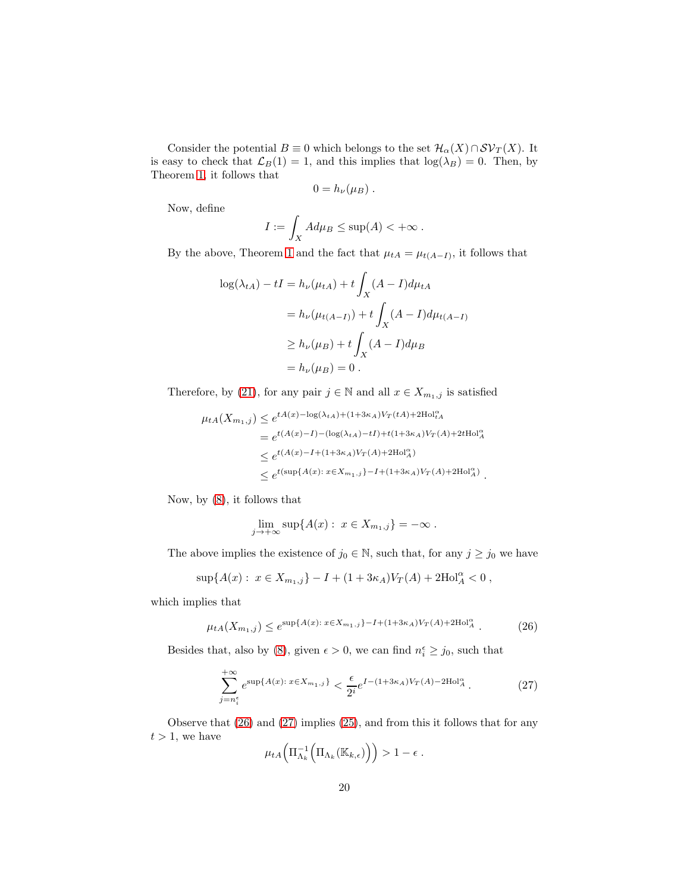Consider the potential $B \equiv 0$ which belongs to the set $\mathcal{H}_\alpha(X) \cap \mathcal{SV}_T(X)$. It is easy to check that $\mathcal{L}_B(1) = 1$, and this implies that $\log(\lambda_B) = 0$. Then, by Theorem 1, it follows that

$$0 = h_\nu(\mu_B) \ .$$

Now, define

$$I := \int_X A d\mu_B \leq \sup(A) < +\infty \ .$$

By the above, Theorem 1 and the fact that $\mu_{tA} = \mu_{t(A-I)}$, it follows that

$$\begin{aligned}
\log(\lambda_{tA}) - tI &= h_\nu(\mu_{tA}) + t\int_X (A - I) d\mu_{tA} \\
&= h_\nu(\mu_{t(A-I)}) + t\int_X (A - I) d\mu_{t(A-I)} \\
&\geq h_\nu(\mu_B) + t\int_X (A - I) d\mu_B \\
&= h_\nu(\mu_B) = 0 \ .
\end{aligned}$$

Therefore, by (21), for any pair $j \in \mathbb{N}$ and all $x \in X_{m_1,j}$ is satisfied

$$\begin{aligned}
\mu_{tA}(X_{m_1,j}) &\leq e^{tA(x) - \log(\lambda_{tA}) + (1+3\kappa_A)V_T(tA) + 2\mathrm{Hol}^\alpha_{tA}} \\
&= e^{t(A(x)-I) - (\log(\lambda_{tA}) - tI) + t(1+3\kappa_A)V_T(A) + 2t\mathrm{Hol}^\alpha_A} \\
&\leq e^{t(A(x) - I + (1+3\kappa_A)V_T(A) + 2\mathrm{Hol}^\alpha_A)} \\
&\leq e^{t(\sup\{A(x):\ x \in X_{m_1,j}\} - I + (1+3\kappa_A)V_T(A) + 2\mathrm{Hol}^\alpha_A)} \ .
\end{aligned}$$

Now, by (8), it follows that

$$\lim_{j \to +\infty} \sup\{A(x) :\ x \in X_{m_1,j}\} = -\infty \ .$$

The above implies the existence of $j_0 \in \mathbb{N}$, such that, for any $j \geq j_0$ we have

$$\sup\{A(x) :\ x \in X_{m_1,j}\} - I + (1+3\kappa_A)V_T(A) + 2\mathrm{Hol}^\alpha_A < 0 \ ,$$

which implies that

$$\mu_{tA}(X_{m_1,j}) \leq e^{\sup\{A(x):\ x \in X_{m_1,j}\} - I + (1+3\kappa_A)V_T(A) + 2\mathrm{Hol}^\alpha_A} \ . \tag{26}$$

Besides that, also by (8), given $\epsilon > 0$, we can find $n^\epsilon_i \geq j_0$, such that

$$\sum_{j=n^\epsilon_i}^{+\infty} e^{\sup\{A(x):\ x \in X_{m_1,j}\}} < \frac{\epsilon}{2^i} e^{I - (1+3\kappa_A)V_T(A) - 2\mathrm{Hol}^\alpha_A} \ . \tag{27}$$

Observe that (26) and (27) implies (25), and from this it follows that for any $t > 1$, we have

$$\mu_{tA}\Big(\Pi^{-1}_{\Lambda_k}\Big(\Pi_{\Lambda_k}(\mathbb{K}_{k,\epsilon})\Big)\Big) > 1 - \epsilon \ .$$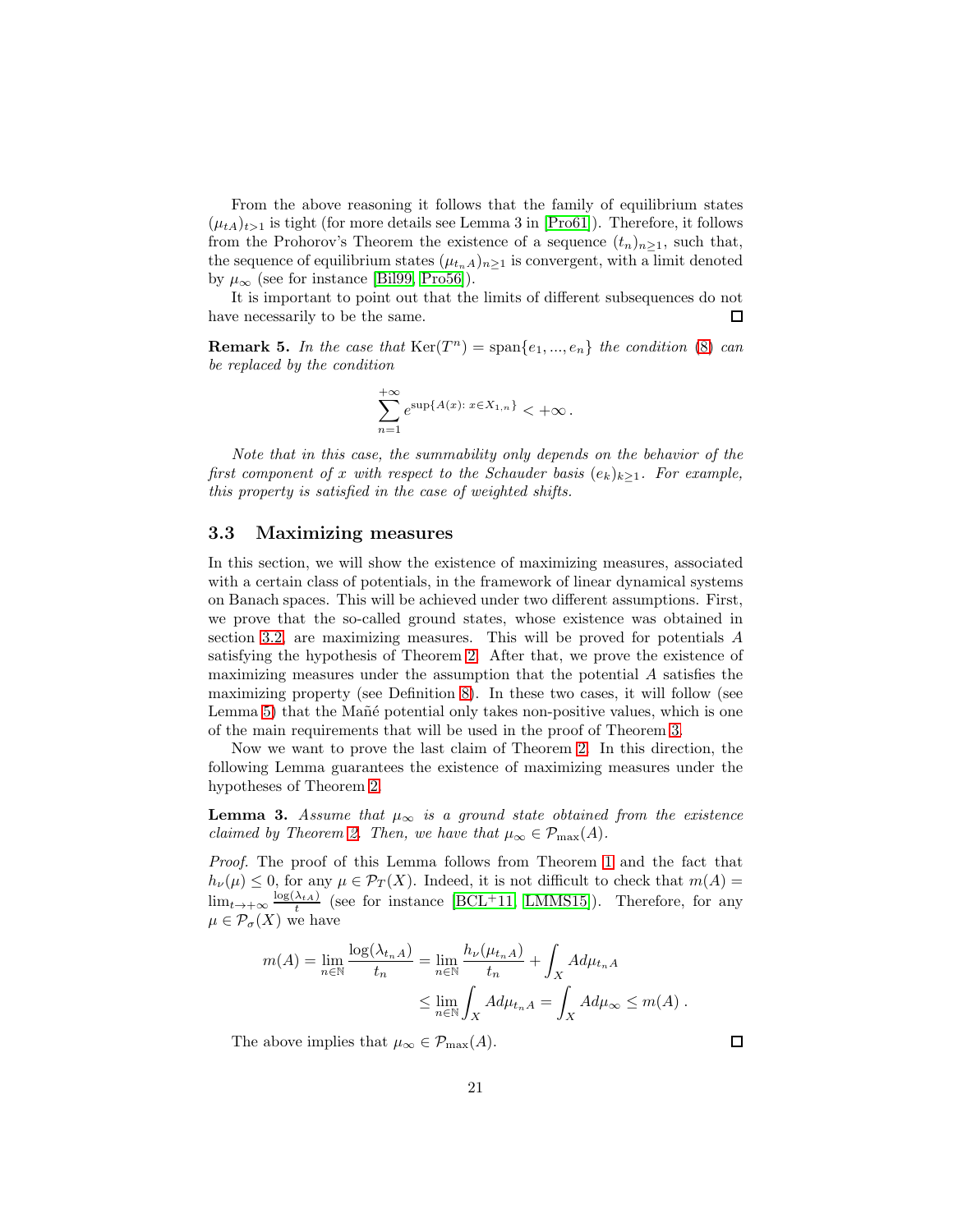From the above reasoning it follows that the family of equilibrium states $(\mu_{tA})_{t>1}$ is tight (for more details see Lemma 3 in [Pro61]). Therefore, it follows from the Prohorov's Theorem the existence of a sequence $(t_n)_{n\geq 1}$, such that, the sequence of equilibrium states $(\mu_{t_n A})_{n\geq 1}$ is convergent, with a limit denoted by $\mu_\infty$ (see for instance [Bil99, Pro56]).

It is important to point out that the limits of different subsequences do not have necessarily to be the same. □

**Remark 5.** *In the case that* $\mathrm{Ker}(T^n) = \mathrm{span}\{e_1, ..., e_n\}$ *the condition* (8) *can be replaced by the condition*

$$\sum_{n=1}^{+\infty} e^{\sup\{A(x):\, x\in X_{1,n}\}} < +\infty\,.$$

*Note that in this case, the summability only depends on the behavior of the first component of* $x$ *with respect to the Schauder basis* $(e_k)_{k\geq 1}$*. For example, this property is satisfied in the case of weighted shifts.*

### 3.3 Maximizing measures

In this section, we will show the existence of maximizing measures, associated with a certain class of potentials, in the framework of linear dynamical systems on Banach spaces. This will be achieved under two different assumptions. First, we prove that the so-called ground states, whose existence was obtained in section 3.2, are maximizing measures. This will be proved for potentials $A$ satisfying the hypothesis of Theorem 2. After that, we prove the existence of maximizing measures under the assumption that the potential $A$ satisfies the maximizing property (see Definition 8). In these two cases, it will follow (see Lemma 5) that the Mañé potential only takes non-positive values, which is one of the main requirements that will be used in the proof of Theorem 3.

Now we want to prove the last claim of Theorem 2. In this direction, the following Lemma guarantees the existence of maximizing measures under the hypotheses of Theorem 2.

**Lemma 3.** *Assume that* $\mu_\infty$ *is a ground state obtained from the existence claimed by Theorem 2. Then, we have that* $\mu_\infty \in \mathcal{P}_{\max}(A)$.

*Proof.* The proof of this Lemma follows from Theorem 1 and the fact that $h_\nu(\mu) \leq 0$, for any $\mu \in \mathcal{P}_T(X)$. Indeed, it is not difficult to check that $m(A) = \lim_{t\to+\infty} \frac{\log(\lambda_{tA})}{t}$ (see for instance [BCL+11, LMMS15]). Therefore, for any $\mu \in \mathcal{P}_\sigma(X)$ we have

$$\begin{aligned} m(A) = \lim_{n\in\mathbb{N}} \frac{\log(\lambda_{t_n A})}{t_n} &= \lim_{n\in\mathbb{N}} \frac{h_\nu(\mu_{t_n A})}{t_n} + \int_X A d\mu_{t_n A} \\ &\leq \lim_{n\in\mathbb{N}} \int_X A d\mu_{t_n A} = \int_X A d\mu_\infty \leq m(A)\,. \end{aligned}$$

The above implies that $\mu_\infty \in \mathcal{P}_{\max}(A)$. □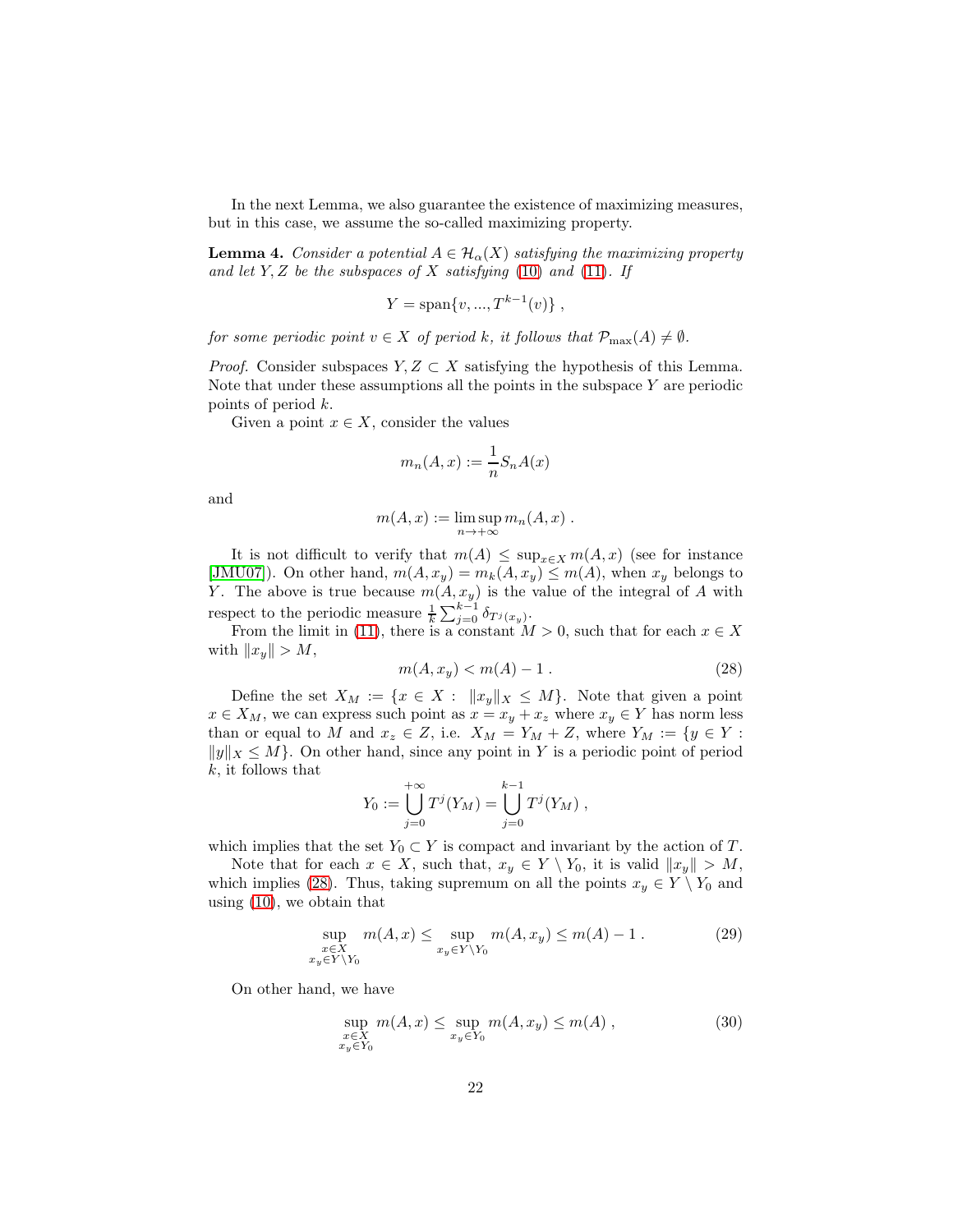In the next Lemma, we also guarantee the existence of maximizing measures, but in this case, we assume the so-called maximizing property.

**Lemma 4.** *Consider a potential $A \in \mathcal{H}_\alpha(X)$ satisfying the maximizing property and let $Y, Z$ be the subspaces of $X$ satisfying (10) and (11). If*

$$Y = \operatorname{span}\{v, ..., T^{k-1}(v)\} ,$$

*for some periodic point $v \in X$ of period $k$, it follows that $\mathcal{P}_{\max}(A) \neq \emptyset$.*

*Proof.* Consider subspaces $Y, Z \subset X$ satisfying the hypothesis of this Lemma. Note that under these assumptions all the points in the subspace $Y$ are periodic points of period $k$.

Given a point $x \in X$, consider the values

$$m_n(A, x) := \frac{1}{n} S_n A(x)$$

and

$$m(A, x) := \limsup_{n \to +\infty} m_n(A, x) .$$

It is not difficult to verify that $m(A) \leq \sup_{x \in X} m(A, x)$ (see for instance [JMU07]). On other hand, $m(A, x_y) = m_k(A, x_y) \leq m(A)$, when $x_y$ belongs to $Y$. The above is true because $m(A, x_y)$ is the value of the integral of $A$ with respect to the periodic measure $\frac{1}{k}\sum_{j=0}^{k-1} \delta_{T^j(x_y)}$.

From the limit in (11), there is a constant $M > 0$, such that for each $x \in X$ with $\|x_y\| > M$,

$$m(A, x_y) < m(A) - 1 . \tag{28}$$

Define the set $X_M := \{x \in X : \ \|x_y\|_X \leq M\}$. Note that given a point $x \in X_M$, we can express such point as $x = x_y + x_z$ where $x_y \in Y$ has norm less than or equal to $M$ and $x_z \in Z$, i.e. $X_M = Y_M + Z$, where $Y_M := \{y \in Y : \|y\|_X \leq M\}$. On other hand, since any point in $Y$ is a periodic point of period $k$, it follows that

$$Y_0 := \bigcup_{j=0}^{+\infty} T^j(Y_M) = \bigcup_{j=0}^{k-1} T^j(Y_M) ,$$

which implies that the set $Y_0 \subset Y$ is compact and invariant by the action of $T$.

Note that for each $x \in X$, such that, $x_y \in Y \setminus Y_0$, it is valid $\|x_y\| > M$, which implies (28). Thus, taking supremum on all the points $x_y \in Y \setminus Y_0$ and using (10), we obtain that

$$\sup_{\substack{x \in X \\ x_y \in Y \setminus Y_0}} m(A, x) \leq \sup_{x_y \in Y \setminus Y_0} m(A, x_y) \leq m(A) - 1 . \tag{29}$$

On other hand, we have

$$\sup_{\substack{x \in X \\ x_y \in Y_0}} m(A, x) \leq \sup_{x_y \in Y_0} m(A, x_y) \leq m(A) , \tag{30}$$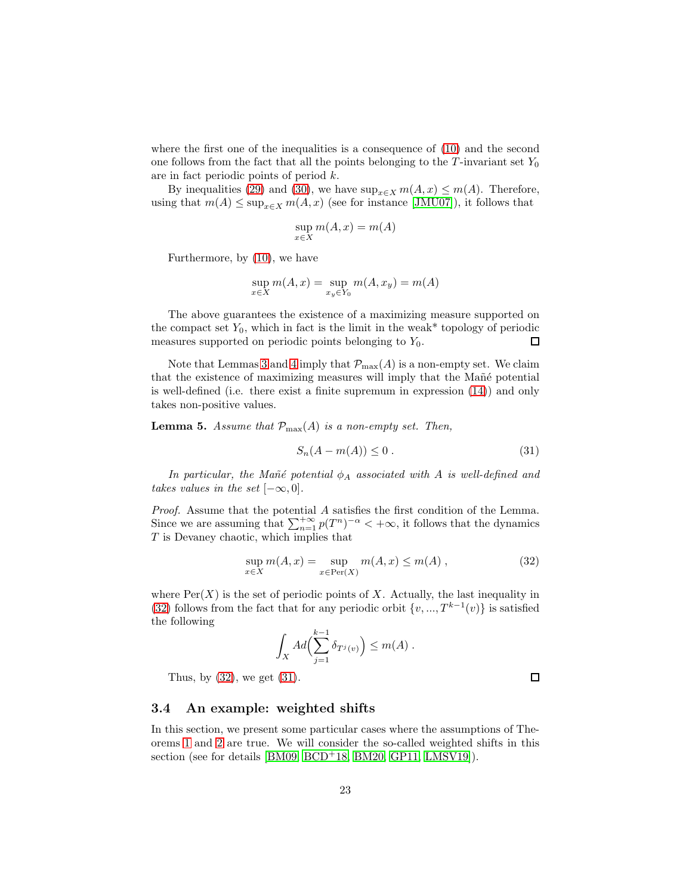where the first one of the inequalities is a consequence of (10) and the second one follows from the fact that all the points belonging to the $T$-invariant set $Y_0$ are in fact periodic points of period $k$.

By inequalities (29) and (30), we have $\sup_{x\in X} m(A,x) \leq m(A)$. Therefore, using that $m(A) \leq \sup_{x\in X} m(A,x)$ (see for instance [JMU07]), it follows that

$$\sup_{x\in X} m(A,x) = m(A)$$

Furthermore, by (10), we have

$$\sup_{x\in X} m(A,x) = \sup_{x_y\in Y_0} m(A,x_y) = m(A)$$

The above guarantees the existence of a maximizing measure supported on the compact set $Y_0$, which in fact is the limit in the weak* topology of periodic measures supported on periodic points belonging to $Y_0$. □

Note that Lemmas 3 and 4 imply that $\mathcal{P}_{\max}(A)$ is a non-empty set. We claim that the existence of maximizing measures will imply that the Mañé potential is well-defined (i.e. there exist a finite supremum in expression (14)) and only takes non-positive values.

**Lemma 5.** *Assume that $\mathcal{P}_{\max}(A)$ is a non-empty set. Then,*

$$S_n(A - m(A)) \leq 0 \,. \tag{31}$$

*In particular, the Mañé potential $\phi_A$ associated with $A$ is well-defined and takes values in the set $[-\infty, 0]$.*

*Proof.* Assume that the potential $A$ satisfies the first condition of the Lemma. Since we are assuming that $\sum_{n=1}^{+\infty} p(T^n)^{-\alpha} < +\infty$, it follows that the dynamics $T$ is Devaney chaotic, which implies that

$$\sup_{x\in X} m(A,x) = \sup_{x\in \mathrm{Per}(X)} m(A,x) \leq m(A) \,, \tag{32}$$

where $\mathrm{Per}(X)$ is the set of periodic points of $X$. Actually, the last inequality in (32) follows from the fact that for any periodic orbit $\{v, ..., T^{k-1}(v)\}$ is satisfied the following

$$\int_X Ad\Big(\sum_{j=1}^{k-1} \delta_{T^j(v)}\Big) \leq m(A) \,.$$

Thus, by (32), we get (31). □

### 3.4 An example: weighted shifts

In this section, we present some particular cases where the assumptions of Theorems 1 and 2 are true. We will consider the so-called weighted shifts in this section (see for details [BM09, BCD+18, BM20, GP11, LMSV19]).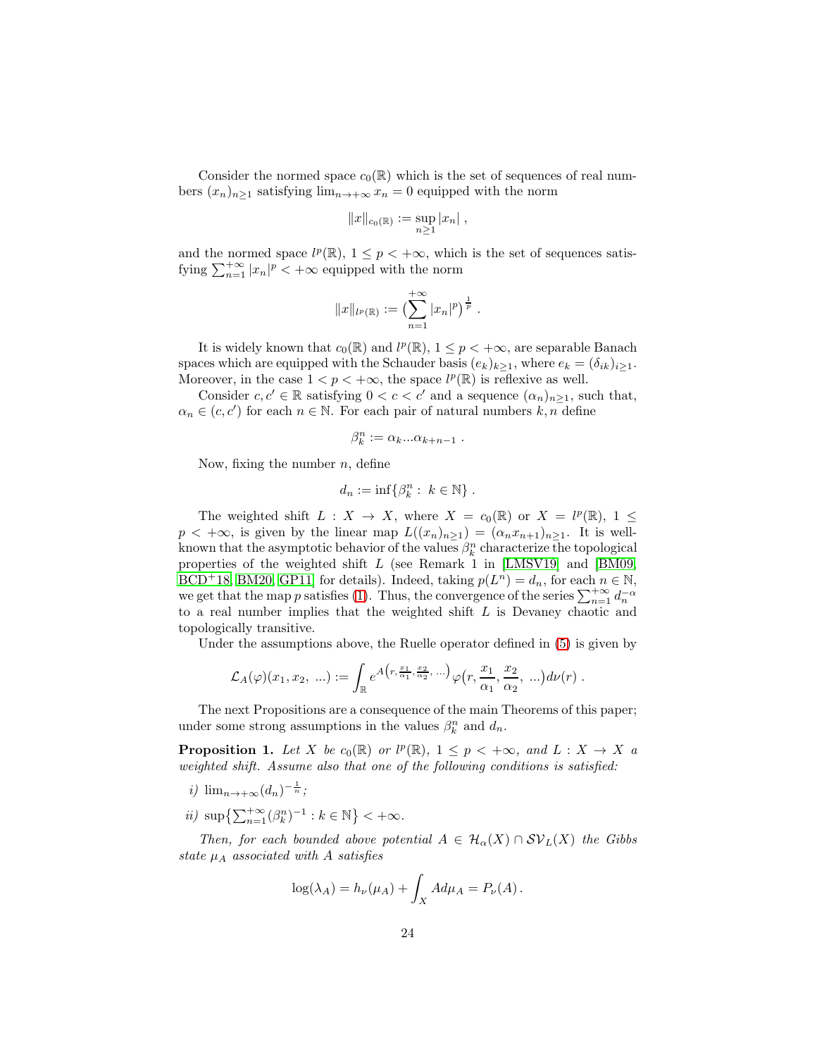Consider the normed space $c_0(\mathbb{R})$ which is the set of sequences of real numbers $(x_n)_{n\geq 1}$ satisfying $\lim_{n\to+\infty} x_n = 0$ equipped with the norm

$$\|x\|_{c_0(\mathbb{R})} := \sup_{n\geq 1} |x_n| \,,$$

and the normed space $l^p(\mathbb{R})$, $1 \leq p < +\infty$, which is the set of sequences satisfying $\sum_{n=1}^{+\infty} |x_n|^p < +\infty$ equipped with the norm

$$\|x\|_{l^p(\mathbb{R})} := \big(\sum_{n=1}^{+\infty} |x_n|^p\big)^{\frac{1}{p}} \,.$$

It is widely known that $c_0(\mathbb{R})$ and $l^p(\mathbb{R})$, $1 \leq p < +\infty$, are separable Banach spaces which are equipped with the Schauder basis $(e_k)_{k\geq 1}$, where $e_k = (\delta_{ik})_{i\geq 1}$. Moreover, in the case $1 < p < +\infty$, the space $l^p(\mathbb{R})$ is reflexive as well.

Consider $c, c' \in \mathbb{R}$ satisfying $0 < c < c'$ and a sequence $(\alpha_n)_{n\geq 1}$, such that, $\alpha_n \in (c, c')$ for each $n \in \mathbb{N}$. For each pair of natural numbers $k, n$ define

$$\beta_k^n := \alpha_k ... \alpha_{k+n-1} \,.$$

Now, fixing the number $n$, define

$$d_n := \inf\{\beta_k^n : \ k \in \mathbb{N}\} \,.$$

The weighted shift $L : X \to X$, where $X = c_0(\mathbb{R})$ or $X = l^p(\mathbb{R})$, $1 \leq p < +\infty$, is given by the linear map $L((x_n)_{n\geq 1}) = (\alpha_n x_{n+1})_{n\geq 1}$. It is well-known that the asymptotic behavior of the values $\beta_k^n$ characterize the topological properties of the weighted shift $L$ (see Remark 1 in [LMSV19] and [BM09, BCD+18, BM20, GP11] for details). Indeed, taking $p(L^n) = d_n$, for each $n \in \mathbb{N}$, we get that the map $p$ satisfies (1). Thus, the convergence of the series $\sum_{n=1}^{+\infty} d_n^{-\alpha}$ to a real number implies that the weighted shift $L$ is Devaney chaotic and topologically transitive.

Under the assumptions above, the Ruelle operator defined in (5) is given by

$$\mathcal{L}_A(\varphi)(x_1, x_2, \, ...) := \int_{\mathbb{R}} e^{A\left(r, \frac{x_1}{\alpha_1}, \frac{x_2}{\alpha_2}, \, ...\right)} \varphi\big(r, \frac{x_1}{\alpha_1}, \frac{x_2}{\alpha_2}, \, ...\big) d\nu(r) \,.$$

The next Propositions are a consequence of the main Theorems of this paper; under some strong assumptions in the values $\beta_k^n$ and $d_n$.

**Proposition 1.** *Let $X$ be $c_0(\mathbb{R})$ or $l^p(\mathbb{R})$, $1 \leq p < +\infty$, and $L : X \to X$ a weighted shift. Assume also that one of the following conditions is satisfied:*

*i)* $\lim_{n\to+\infty} (d_n)^{-\frac{1}{n}}$;

*ii)* $\sup\big\{\sum_{n=1}^{+\infty} (\beta_k^n)^{-1} : k \in \mathbb{N}\big\} < +\infty$.

*Then, for each bounded above potential $A \in \mathcal{H}_\alpha(X) \cap \mathcal{SV}_L(X)$ the Gibbs state $\mu_A$ associated with $A$ satisfies*

$$\log(\lambda_A) = h_\nu(\mu_A) + \int_X A d\mu_A = P_\nu(A) \,.$$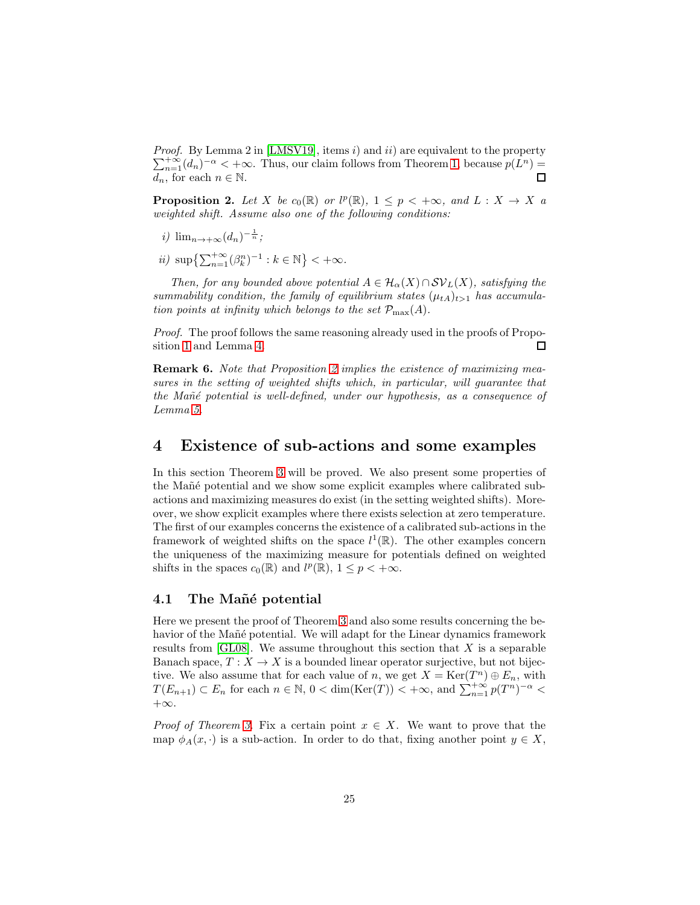*Proof.* By Lemma 2 in [LMSV19], items $i)$ and $ii)$ are equivalent to the property $\sum_{n=1}^{+\infty}(d_n)^{-\alpha} < +\infty$. Thus, our claim follows from Theorem 1, because $p(L^n) = d_n$, for each $n \in \mathbb{N}$. □

**Proposition 2.** *Let $X$ be $c_0(\mathbb{R})$ or $l^p(\mathbb{R})$, $1 \leq p < +\infty$, and $L : X \to X$ a weighted shift. Assume also one of the following conditions:*

*i)* $\lim_{n\to+\infty}(d_n)^{-\frac{1}{n}}$*;*

*ii)* $\sup\{\sum_{n=1}^{+\infty}(\beta_k^n)^{-1} : k \in \mathbb{N}\} < +\infty$*.*

*Then, for any bounded above potential $A \in \mathcal{H}_\alpha(X) \cap \mathcal{SV}_L(X)$, satisfying the summability condition, the family of equilibrium states $(\mu_{tA})_{t>1}$ has accumulation points at infinity which belongs to the set $\mathcal{P}_{\max}(A)$.*

*Proof.* The proof follows the same reasoning already used in the proofs of Proposition 1 and Lemma 4. □

**Remark 6.** *Note that Proposition 2 implies the existence of maximizing measures in the setting of weighted shifts which, in particular, will guarantee that the Mañé potential is well-defined, under our hypothesis, as a consequence of Lemma 5.*

# 4 Existence of sub-actions and some examples

In this section Theorem 3 will be proved. We also present some properties of the Mañé potential and we show some explicit examples where calibrated sub-actions and maximizing measures do exist (in the setting weighted shifts). Moreover, we show explicit examples where there exists selection at zero temperature. The first of our examples concerns the existence of a calibrated sub-actions in the framework of weighted shifts on the space $l^1(\mathbb{R})$. The other examples concern the uniqueness of the maximizing measure for potentials defined on weighted shifts in the spaces $c_0(\mathbb{R})$ and $l^p(\mathbb{R})$, $1 \leq p < +\infty$.

## 4.1 The Mañé potential

Here we present the proof of Theorem 3 and also some results concerning the behavior of the Mañé potential. We will adapt for the Linear dynamics framework results from [GL08]. We assume throughout this section that $X$ is a separable Banach space, $T : X \to X$ is a bounded linear operator surjective, but not bijective. We also assume that for each value of $n$, we get $X = \mathrm{Ker}(T^n) \oplus E_n$, with $T(E_{n+1}) \subset E_n$ for each $n \in \mathbb{N}$, $0 < \dim(\mathrm{Ker}(T)) < +\infty$, and $\sum_{n=1}^{+\infty} p(T^n)^{-\alpha} < +\infty$.

*Proof of Theorem 3.* Fix a certain point $x \in X$. We want to prove that the map $\phi_A(x, \cdot)$ is a sub-action. In order to do that, fixing another point $y \in X$,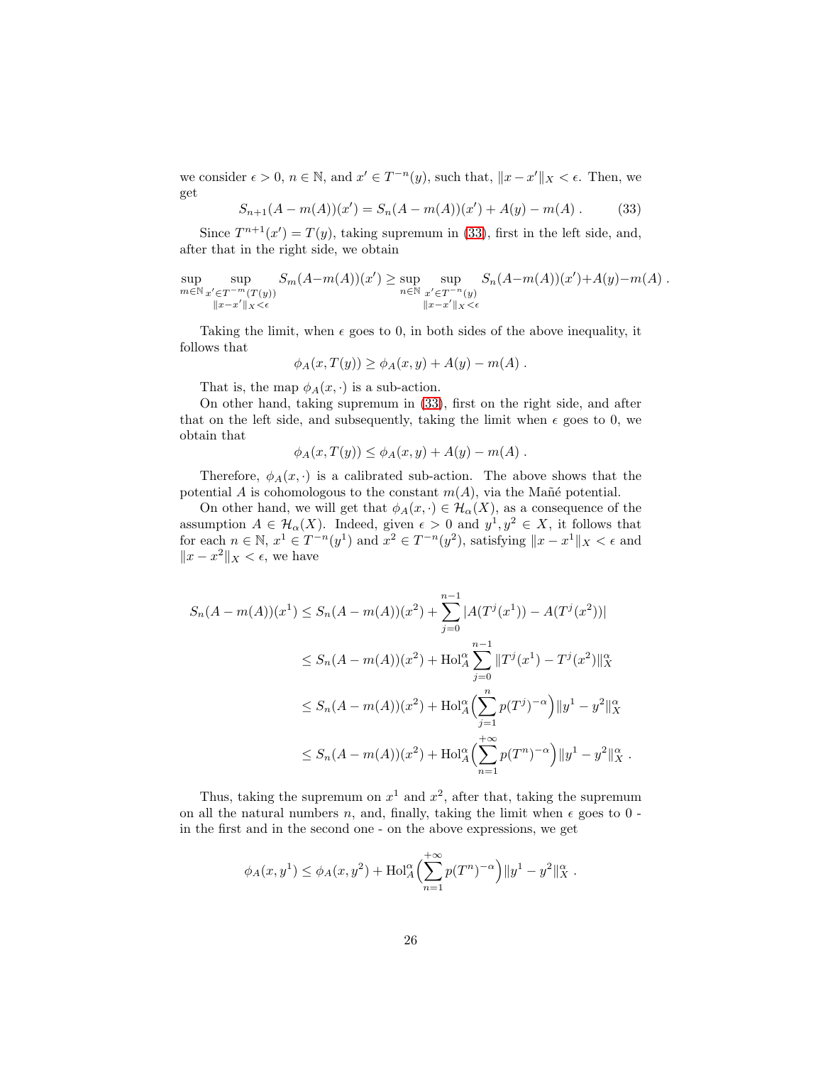we consider $\epsilon > 0$, $n \in \mathbb{N}$, and $x' \in T^{-n}(y)$, such that, $\|x - x'\|_X < \epsilon$. Then, we get

$$S_{n+1}(A - m(A))(x') = S_n(A - m(A))(x') + A(y) - m(A) \, . \tag{33}$$

Since $T^{n+1}(x') = T(y)$, taking supremum in (33), first in the left side, and, after that in the right side, we obtain

$$\sup_{m\in\mathbb{N}} \sup_{\substack{x'\in T^{-m}(T(y))\\ \|x-x'\|_X<\epsilon}} S_m(A-m(A))(x') \geq \sup_{n\in\mathbb{N}} \sup_{\substack{x'\in T^{-n}(y)\\ \|x-x'\|_X<\epsilon}} S_n(A-m(A))(x')+A(y)-m(A) \, .$$

Taking the limit, when $\epsilon$ goes to 0, in both sides of the above inequality, it follows that

$$\phi_A(x, T(y)) \geq \phi_A(x, y) + A(y) - m(A) \, .$$

That is, the map $\phi_A(x, \cdot)$ is a sub-action.

On other hand, taking supremum in (33), first on the right side, and after that on the left side, and subsequently, taking the limit when $\epsilon$ goes to 0, we obtain that

$$\phi_A(x, T(y)) \leq \phi_A(x, y) + A(y) - m(A) \, .$$

Therefore, $\phi_A(x, \cdot)$ is a calibrated sub-action. The above shows that the potential $A$ is cohomologous to the constant $m(A)$, via the Mañé potential.

On other hand, we will get that $\phi_A(x, \cdot) \in \mathcal{H}_\alpha(X)$, as a consequence of the assumption $A \in \mathcal{H}_\alpha(X)$. Indeed, given $\epsilon > 0$ and $y^1, y^2 \in X$, it follows that for each $n \in \mathbb{N}$, $x^1 \in T^{-n}(y^1)$ and $x^2 \in T^{-n}(y^2)$, satisfying $\|x - x^1\|_X < \epsilon$ and $\|x - x^2\|_X < \epsilon$, we have

$$\begin{aligned}
S_n(A - m(A))(x^1) &\leq S_n(A - m(A))(x^2) + \sum_{j=0}^{n-1} |A(T^j(x^1)) - A(T^j(x^2))| \\
&\leq S_n(A - m(A))(x^2) + \mathrm{Hol}_A^\alpha \sum_{j=0}^{n-1} \|T^j(x^1) - T^j(x^2)\|_X^\alpha \\
&\leq S_n(A - m(A))(x^2) + \mathrm{Hol}_A^\alpha \Big( \sum_{j=1}^{n} p(T^j)^{-\alpha} \Big) \|y^1 - y^2\|_X^\alpha \\
&\leq S_n(A - m(A))(x^2) + \mathrm{Hol}_A^\alpha \Big( \sum_{n=1}^{+\infty} p(T^n)^{-\alpha} \Big) \|y^1 - y^2\|_X^\alpha \, .
\end{aligned}$$

Thus, taking the supremum on $x^1$ and $x^2$, after that, taking the supremum on all the natural numbers $n$, and, finally, taking the limit when $\epsilon$ goes to 0 - in the first and in the second one - on the above expressions, we get

$$\phi_A(x, y^1) \leq \phi_A(x, y^2) + \mathrm{Hol}_A^\alpha \Big( \sum_{n=1}^{+\infty} p(T^n)^{-\alpha} \Big) \|y^1 - y^2\|_X^\alpha \, .$$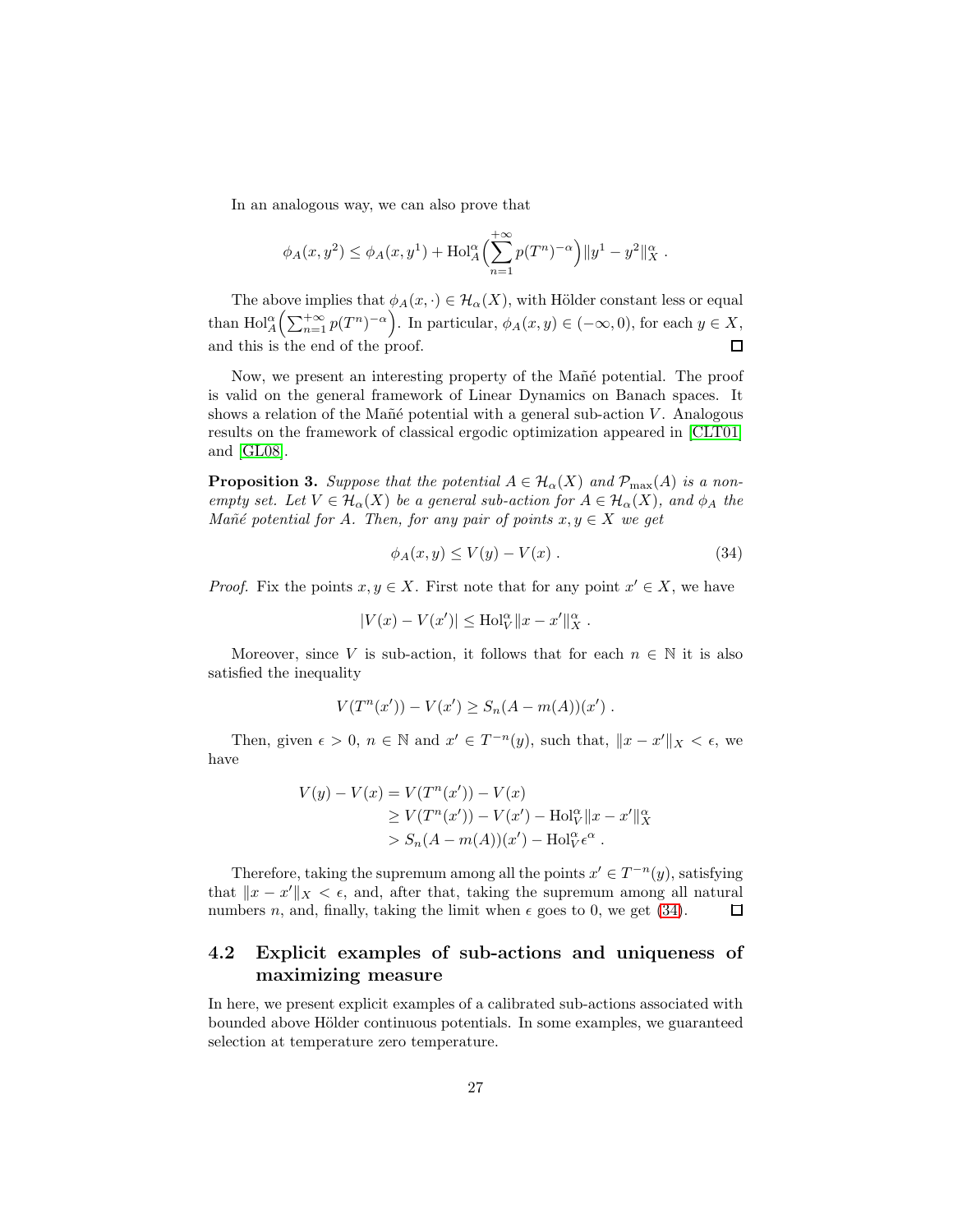In an analogous way, we can also prove that

$$
\phi_A(x, y^2) \leq \phi_A(x, y^1) + \mathrm{Hol}_A^\alpha \Big( \sum_{n=1}^{+\infty} p(T^n)^{-\alpha} \Big) \| y^1 - y^2 \|_X^\alpha \ .
$$

The above implies that $\phi_A(x, \cdot) \in \mathcal{H}_\alpha(X)$, with Hölder constant less or equal than $\mathrm{Hol}_A^\alpha \Big( \sum_{n=1}^{+\infty} p(T^n)^{-\alpha} \Big)$. In particular, $\phi_A(x, y) \in (-\infty, 0)$, for each $y \in X$, and this is the end of the proof. ◻

Now, we present an interesting property of the Mañé potential. The proof is valid on the general framework of Linear Dynamics on Banach spaces. It shows a relation of the Mañé potential with a general sub-action $V$. Analogous results on the framework of classical ergodic optimization appeared in [CLT01] and [GL08].

**Proposition 3.** *Suppose that the potential $A \in \mathcal{H}_\alpha(X)$ and $\mathcal{P}_{\max}(A)$ is a non-empty set. Let $V \in \mathcal{H}_\alpha(X)$ be a general sub-action for $A \in \mathcal{H}_\alpha(X)$, and $\phi_A$ the Mañé potential for $A$. Then, for any pair of points $x, y \in X$ we get*

$$
\phi_A(x, y) \leq V(y) - V(x) \ . \tag{34}
$$

*Proof.* Fix the points $x, y \in X$. First note that for any point $x' \in X$, we have

$$
|V(x) - V(x')| \leq \mathrm{Hol}_V^\alpha \| x - x' \|_X^\alpha \ .
$$

Moreover, since $V$ is sub-action, it follows that for each $n \in \mathbb{N}$ it is also satisfied the inequality

$$
V(T^n(x')) - V(x') \geq S_n(A - m(A))(x') \ .
$$

Then, given $\epsilon > 0$, $n \in \mathbb{N}$ and $x' \in T^{-n}(y)$, such that, $\| x - x' \|_X < \epsilon$, we have

$$
\begin{aligned}
V(y) - V(x) &= V(T^n(x')) - V(x) \\
&\geq V(T^n(x')) - V(x') - \mathrm{Hol}_V^\alpha \| x - x' \|_X^\alpha \\
&> S_n(A - m(A))(x') - \mathrm{Hol}_V^\alpha \epsilon^\alpha \ .
\end{aligned}
$$

Therefore, taking the supremum among all the points $x' \in T^{-n}(y)$, satisfying that $\| x - x' \|_X < \epsilon$, and, after that, taking the supremum among all natural numbers $n$, and, finally, taking the limit when $\epsilon$ goes to 0, we get (34). ◻

## 4.2 Explicit examples of sub-actions and uniqueness of maximizing measure

In here, we present explicit examples of a calibrated sub-actions associated with bounded above Hölder continuous potentials. In some examples, we guaranteed selection at temperature zero temperature.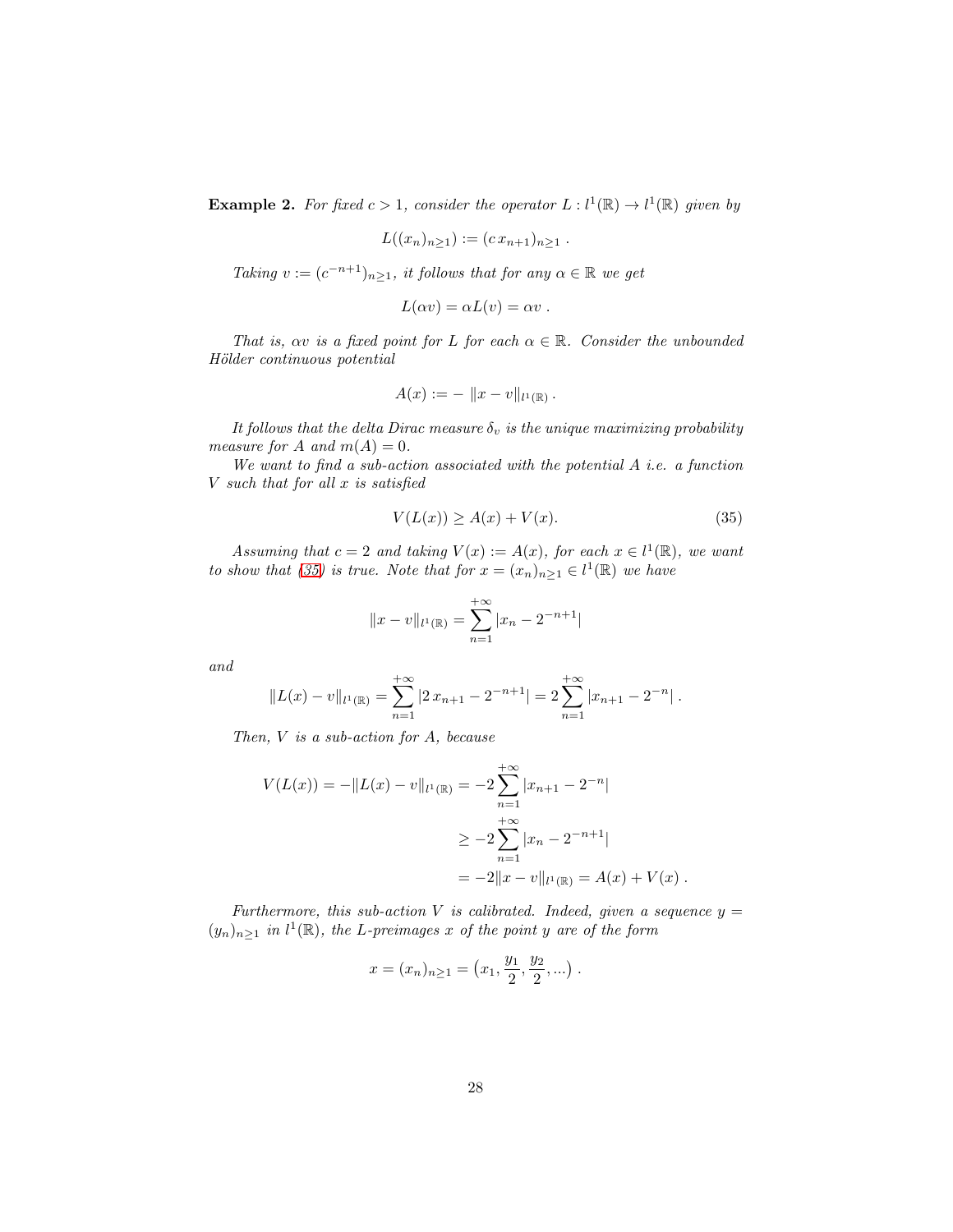**Example 2.** *For fixed $c > 1$, consider the operator $L : l^1(\mathbb{R}) \to l^1(\mathbb{R})$ given by*

$$L((x_n)_{n\geq 1}) := (c\, x_{n+1})_{n\geq 1} \,.$$

*Taking $v := (c^{-n+1})_{n\geq 1}$, it follows that for any $\alpha \in \mathbb{R}$ we get*

$$L(\alpha v) = \alpha L(v) = \alpha v \,.$$

*That is, $\alpha v$ is a fixed point for $L$ for each $\alpha \in \mathbb{R}$. Consider the unbounded Hölder continuous potential*

$$A(x) := -\, \|x - v\|_{l^1(\mathbb{R})} \,.$$

*It follows that the delta Dirac measure $\delta_v$ is the unique maximizing probability measure for $A$ and $m(A) = 0$.*

*We want to find a sub-action associated with the potential $A$ i.e. a function $V$ such that for all $x$ is satisfied*

$$V(L(x)) \geq A(x) + V(x). \tag{35}$$

*Assuming that $c = 2$ and taking $V(x) := A(x)$, for each $x \in l^1(\mathbb{R})$, we want to show that (35) is true. Note that for $x = (x_n)_{n\geq 1} \in l^1(\mathbb{R})$ we have*

$$\|x - v\|_{l^1(\mathbb{R})} = \sum_{n=1}^{+\infty} |x_n - 2^{-n+1}|$$

*and*

$$\|L(x) - v\|_{l^1(\mathbb{R})} = \sum_{n=1}^{+\infty} |2\, x_{n+1} - 2^{-n+1}| = 2\sum_{n=1}^{+\infty} |x_{n+1} - 2^{-n}| \,.$$

*Then, $V$ is a sub-action for $A$, because*

$$\begin{aligned}
V(L(x)) = -\|L(x) - v\|_{l^1(\mathbb{R})} &= -2\sum_{n=1}^{+\infty} |x_{n+1} - 2^{-n}| \\
&\geq -2\sum_{n=1}^{+\infty} |x_n - 2^{-n+1}| \\
&= -2\|x - v\|_{l^1(\mathbb{R})} = A(x) + V(x) \,.
\end{aligned}$$

*Furthermore, this sub-action $V$ is calibrated. Indeed, given a sequence $y = (y_n)_{n\geq 1}$ in $l^1(\mathbb{R})$, the $L$-preimages $x$ of the point $y$ are of the form*

$$x = (x_n)_{n\geq 1} = \big(x_1, \frac{y_1}{2}, \frac{y_2}{2}, ...\big) \,.$$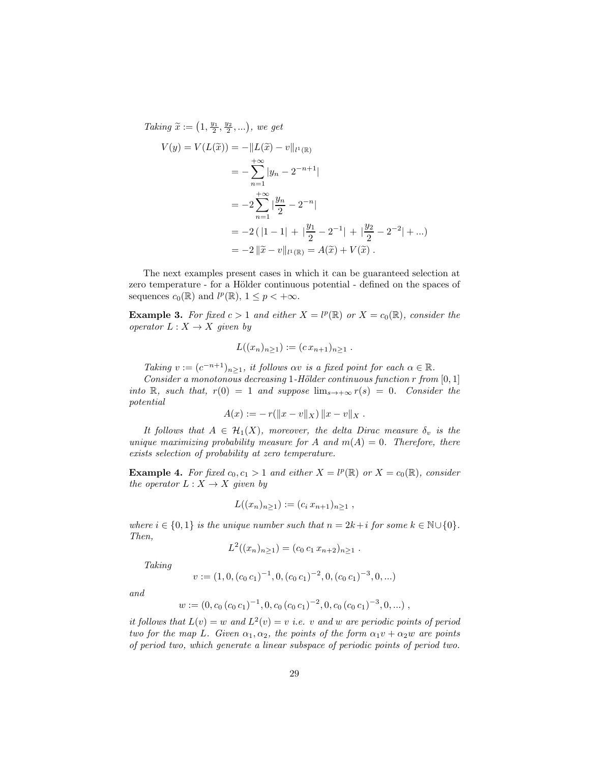*Taking* $\widetilde{x} := \left(1, \frac{y_1}{2}, \frac{y_2}{2}, ...\right)$, *we get*

$$
\begin{aligned}
V(y) = V(L(\widetilde{x})) &= -\|L(\widetilde{x}) - v\|_{l^1(\mathbb{R})} \\
&= -\sum_{n=1}^{+\infty} |y_n - 2^{-n+1}| \\
&= -2 \sum_{n=1}^{+\infty} |\frac{y_n}{2} - 2^{-n}| \\
&= -2\,(\,|1-1| \,+\, |\frac{y_1}{2} - 2^{-1}| \,+\, |\frac{y_2}{2} - 2^{-2}| + ...) \\
&= -2\, \|\widetilde{x} - v\|_{l^1(\mathbb{R})} = A(\widetilde{x}) + V(\widetilde{x})\,.
\end{aligned}
$$

The next examples present cases in which it can be guaranteed selection at zero temperature - for a Hölder continuous potential - defined on the spaces of sequences $c_0(\mathbb{R})$ and $l^p(\mathbb{R})$, $1 \leq p < +\infty$.

**Example 3.** *For fixed* $c > 1$ *and either* $X = l^p(\mathbb{R})$ *or* $X = c_0(\mathbb{R})$, *consider the operator* $L : X \to X$ *given by*

$$
L((x_n)_{n\geq 1}) := (c\, x_{n+1})_{n\geq 1}\,.
$$

*Taking* $v := (c^{-n+1})_{n\geq 1}$, *it follows* $\alpha v$ *is a fixed point for each* $\alpha \in \mathbb{R}$.

*Consider a monotonous decreasing* $1$*-Hölder continuous function* $r$ *from* $[0,1]$ *into* $\mathbb{R}$, *such that,* $r(0) = 1$ *and suppose* $\lim_{s\to+\infty} r(s) = 0$. *Consider the potential*

$$
A(x) := -\, r(\|x - v\|_X)\, \|x - v\|_X\,.
$$

*It follows that* $A \in \mathcal{H}_1(X)$, *moreover, the delta Dirac measure* $\delta_v$ *is the unique maximizing probability measure for* $A$ *and* $m(A) = 0$. *Therefore, there exists selection of probability at zero temperature.*

**Example 4.** *For fixed* $c_0, c_1 > 1$ *and either* $X = l^p(\mathbb{R})$ *or* $X = c_0(\mathbb{R})$, *consider the operator* $L : X \to X$ *given by*

$$
L((x_n)_{n\geq 1}) := (c_i\, x_{n+1})_{n\geq 1}\,,
$$

*where* $i \in \{0,1\}$ *is the unique number such that* $n = 2k + i$ *for some* $k \in \mathbb{N}\cup\{0\}$. *Then,*

$$
L^2((x_n)_{n\geq 1}) = (c_0\, c_1\, x_{n+2})_{n\geq 1}\,.
$$

*Taking*

$$
v := (1, 0, (c_0\, c_1)^{-1}, 0, (c_0\, c_1)^{-2}, 0, (c_0\, c_1)^{-3}, 0, ...)
$$

*and*

$$
w := (0, c_0\, (c_0\, c_1)^{-1}, 0, c_0\, (c_0\, c_1)^{-2}, 0, c_0\, (c_0\, c_1)^{-3}, 0, ...)\,,
$$

*it follows that* $L(v) = w$ *and* $L^2(v) = v$ *i.e.* $v$ *and* $w$ *are periodic points of period two for the map* $L$. *Given* $\alpha_1, \alpha_2$, *the points of the form* $\alpha_1 v + \alpha_2 w$ *are points of period two, which generate a linear subspace of periodic points of period two.*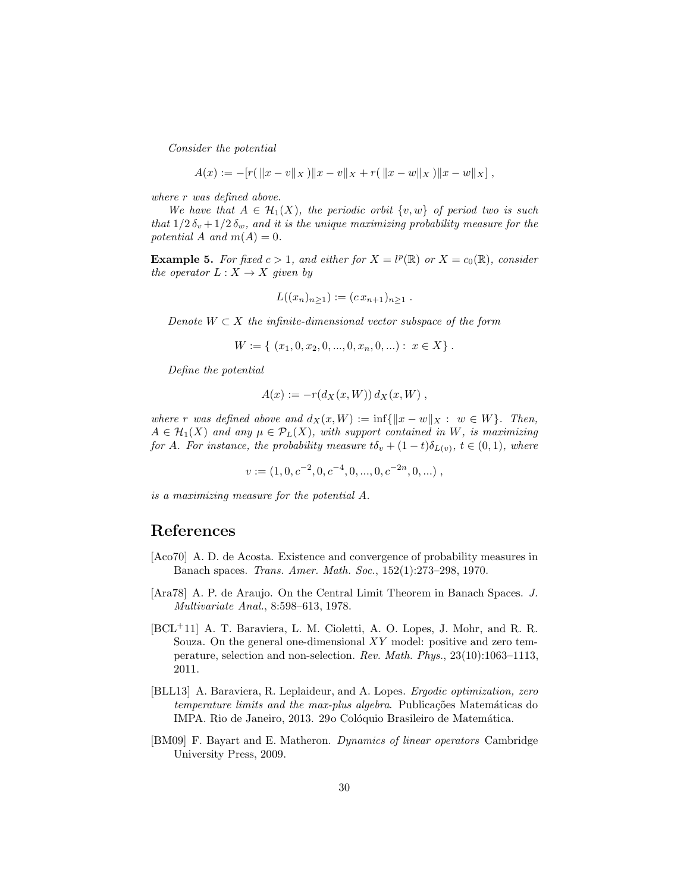*Consider the potential*

$$A(x) := -[r(\|x - v\|_X)\|x - v\|_X + r(\|x - w\|_X)\|x - w\|_X] ,$$

*where $r$ was defined above.*

*We have that $A \in \mathcal{H}_1(X)$, the periodic orbit $\{v, w\}$ of period two is such that $1/2\,\delta_v + 1/2\,\delta_w$, and it is the unique maximizing probability measure for the potential $A$ and $m(A) = 0$.*

**Example 5.** *For fixed $c > 1$, and either for $X = l^p(\mathbb{R})$ or $X = c_0(\mathbb{R})$, consider the operator $L : X \to X$ given by*

$$L((x_n)_{n\geq 1}) := (c\, x_{n+1})_{n\geq 1} .$$

*Denote $W \subset X$ the infinite-dimensional vector subspace of the form*

$$W := \{ \ (x_1, 0, x_2, 0, ..., 0, x_n, 0, ...) : \ x \in X\} .$$

*Define the potential*

$$A(x) := -r(d_X(x, W))\, d_X(x, W) ,$$

*where $r$ was defined above and $d_X(x, W) := \inf\{\|x - w\|_X : \ w \in W\}$. Then, $A \in \mathcal{H}_1(X)$ and any $\mu \in \mathcal{P}_L(X)$, with support contained in $W$, is maximizing for $A$. For instance, the probability measure $t\delta_v + (1-t)\delta_{L(v)}$, $t \in (0, 1)$, where*

$$v := (1, 0, c^{-2}, 0, c^{-4}, 0, ..., 0, c^{-2n}, 0, ...) ,$$

*is a maximizing measure for the potential $A$.*

# References

[Aco70] A. D. de Acosta. Existence and convergence of probability measures in Banach spaces. *Trans. Amer. Math. Soc.*, 152(1):273–298, 1970.

[Ara78] A. P. de Araujo. On the Central Limit Theorem in Banach Spaces. *J. Multivariate Anal.*, 8:598–613, 1978.

[BCL+11] A. T. Baraviera, L. M. Cioletti, A. O. Lopes, J. Mohr, and R. R. Souza. On the general one-dimensional $XY$ model: positive and zero temperature, selection and non-selection. *Rev. Math. Phys.*, 23(10):1063–1113, 2011.

[BLL13] A. Baraviera, R. Leplaideur, and A. Lopes. *Ergodic optimization, zero temperature limits and the max-plus algebra*. Publicações Matemáticas do IMPA. Rio de Janeiro, 2013. 29o Colóquio Brasileiro de Matemática.

[BM09] F. Bayart and E. Matheron. *Dynamics of linear operators* Cambridge University Press, 2009.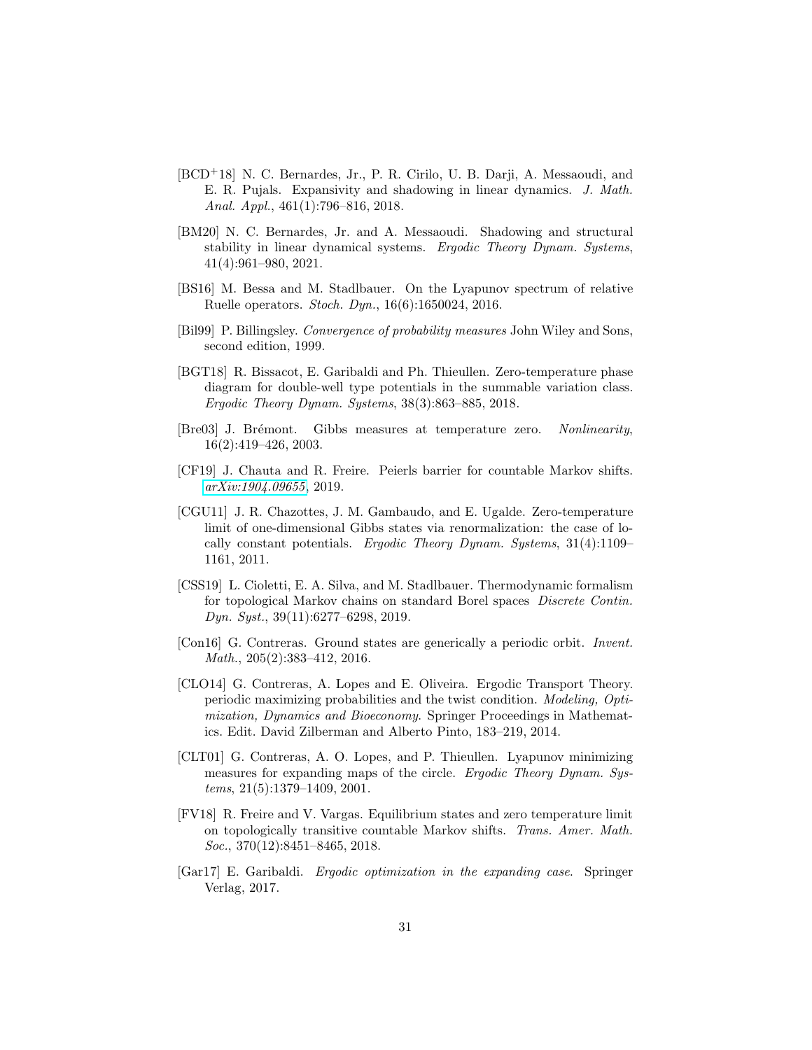[BCD[+]18] N. C. Bernardes, Jr., P. R. Cirilo, U. B. Darji, A. Messaoudi, and E. R. Pujals. Expansivity and shadowing in linear dynamics. *J. Math. Anal. Appl.*, 461(1):796–816, 2018.

[BM20] N. C. Bernardes, Jr. and A. Messaoudi. Shadowing and structural stability in linear dynamical systems. *Ergodic Theory Dynam. Systems*, 41(4):961–980, 2021.

[BS16] M. Bessa and M. Stadlbauer. On the Lyapunov spectrum of relative Ruelle operators. *Stoch. Dyn.*, 16(6):1650024, 2016.

[Bil99] P. Billingsley. *Convergence of probability measures* John Wiley and Sons, second edition, 1999.

[BGT18] R. Bissacot, E. Garibaldi and Ph. Thieullen. Zero-temperature phase diagram for double-well type potentials in the summable variation class. *Ergodic Theory Dynam. Systems*, 38(3):863–885, 2018.

[Bre03] J. Brémont. Gibbs measures at temperature zero. *Nonlinearity*, 16(2):419–426, 2003.

[CF19] J. Chauta and R. Freire. Peierls barrier for countable Markov shifts. *arXiv:1904.09655*, 2019.

[CGU11] J. R. Chazottes, J. M. Gambaudo, and E. Ugalde. Zero-temperature limit of one-dimensional Gibbs states via renormalization: the case of locally constant potentials. *Ergodic Theory Dynam. Systems*, 31(4):1109–1161, 2011.

[CSS19] L. Cioletti, E. A. Silva, and M. Stadlbauer. Thermodynamic formalism for topological Markov chains on standard Borel spaces *Discrete Contin. Dyn. Syst.*, 39(11):6277–6298, 2019.

[Con16] G. Contreras. Ground states are generically a periodic orbit. *Invent. Math.*, 205(2):383–412, 2016.

[CLO14] G. Contreras, A. Lopes and E. Oliveira. Ergodic Transport Theory. periodic maximizing probabilities and the twist condition. *Modeling, Optimization, Dynamics and Bioeconomy*. Springer Proceedings in Mathematics. Edit. David Zilberman and Alberto Pinto, 183–219, 2014.

[CLT01] G. Contreras, A. O. Lopes, and P. Thieullen. Lyapunov minimizing measures for expanding maps of the circle. *Ergodic Theory Dynam. Systems*, 21(5):1379–1409, 2001.

[FV18] R. Freire and V. Vargas. Equilibrium states and zero temperature limit on topologically transitive countable Markov shifts. *Trans. Amer. Math. Soc.*, 370(12):8451–8465, 2018.

[Gar17] E. Garibaldi. *Ergodic optimization in the expanding case*. Springer Verlag, 2017.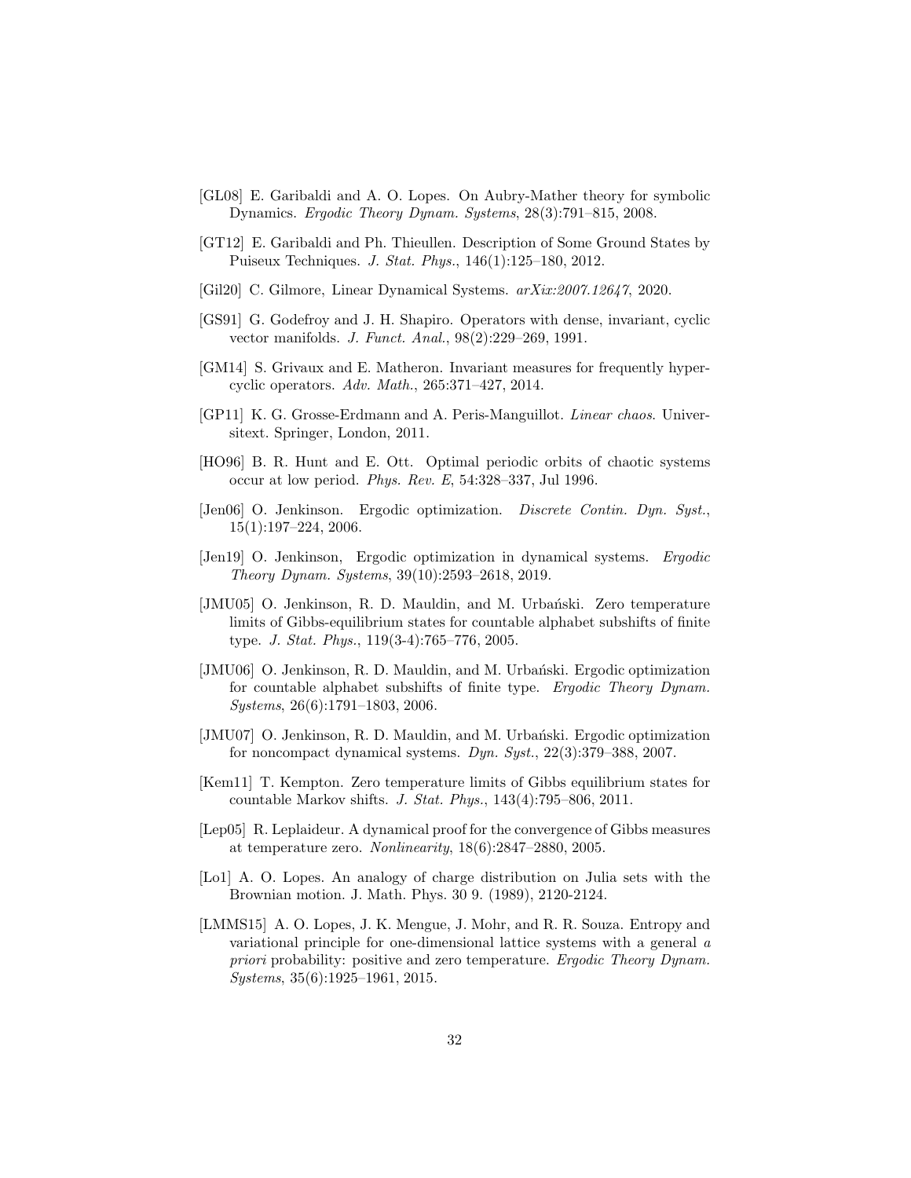[GL08] E. Garibaldi and A. O. Lopes. On Aubry-Mather theory for symbolic Dynamics. *Ergodic Theory Dynam. Systems*, 28(3):791–815, 2008.

[GT12] E. Garibaldi and Ph. Thieullen. Description of Some Ground States by Puiseux Techniques. *J. Stat. Phys.*, 146(1):125–180, 2012.

[Gil20] C. Gilmore, Linear Dynamical Systems. *arXix:2007.12647*, 2020.

[GS91] G. Godefroy and J. H. Shapiro. Operators with dense, invariant, cyclic vector manifolds. *J. Funct. Anal.*, 98(2):229–269, 1991.

[GM14] S. Grivaux and E. Matheron. Invariant measures for frequently hypercyclic operators. *Adv. Math.*, 265:371–427, 2014.

[GP11] K. G. Grosse-Erdmann and A. Peris-Manguillot. *Linear chaos*. Universitext. Springer, London, 2011.

[HO96] B. R. Hunt and E. Ott. Optimal periodic orbits of chaotic systems occur at low period. *Phys. Rev. E*, 54:328–337, Jul 1996.

[Jen06] O. Jenkinson. Ergodic optimization. *Discrete Contin. Dyn. Syst.*, 15(1):197–224, 2006.

[Jen19] O. Jenkinson, Ergodic optimization in dynamical systems. *Ergodic Theory Dynam. Systems*, 39(10):2593–2618, 2019.

[JMU05] O. Jenkinson, R. D. Mauldin, and M. Urbański. Zero temperature limits of Gibbs-equilibrium states for countable alphabet subshifts of finite type. *J. Stat. Phys.*, 119(3-4):765–776, 2005.

[JMU06] O. Jenkinson, R. D. Mauldin, and M. Urbański. Ergodic optimization for countable alphabet subshifts of finite type. *Ergodic Theory Dynam. Systems*, 26(6):1791–1803, 2006.

[JMU07] O. Jenkinson, R. D. Mauldin, and M. Urbański. Ergodic optimization for noncompact dynamical systems. *Dyn. Syst.*, 22(3):379–388, 2007.

[Kem11] T. Kempton. Zero temperature limits of Gibbs equilibrium states for countable Markov shifts. *J. Stat. Phys.*, 143(4):795–806, 2011.

[Lep05] R. Leplaideur. A dynamical proof for the convergence of Gibbs measures at temperature zero. *Nonlinearity*, 18(6):2847–2880, 2005.

[Lo1] A. O. Lopes. An analogy of charge distribution on Julia sets with the Brownian motion. J. Math. Phys. 30 9. (1989), 2120-2124.

[LMMS15] A. O. Lopes, J. K. Mengue, J. Mohr, and R. R. Souza. Entropy and variational principle for one-dimensional lattice systems with a general *a priori* probability: positive and zero temperature. *Ergodic Theory Dynam. Systems*, 35(6):1925–1961, 2015.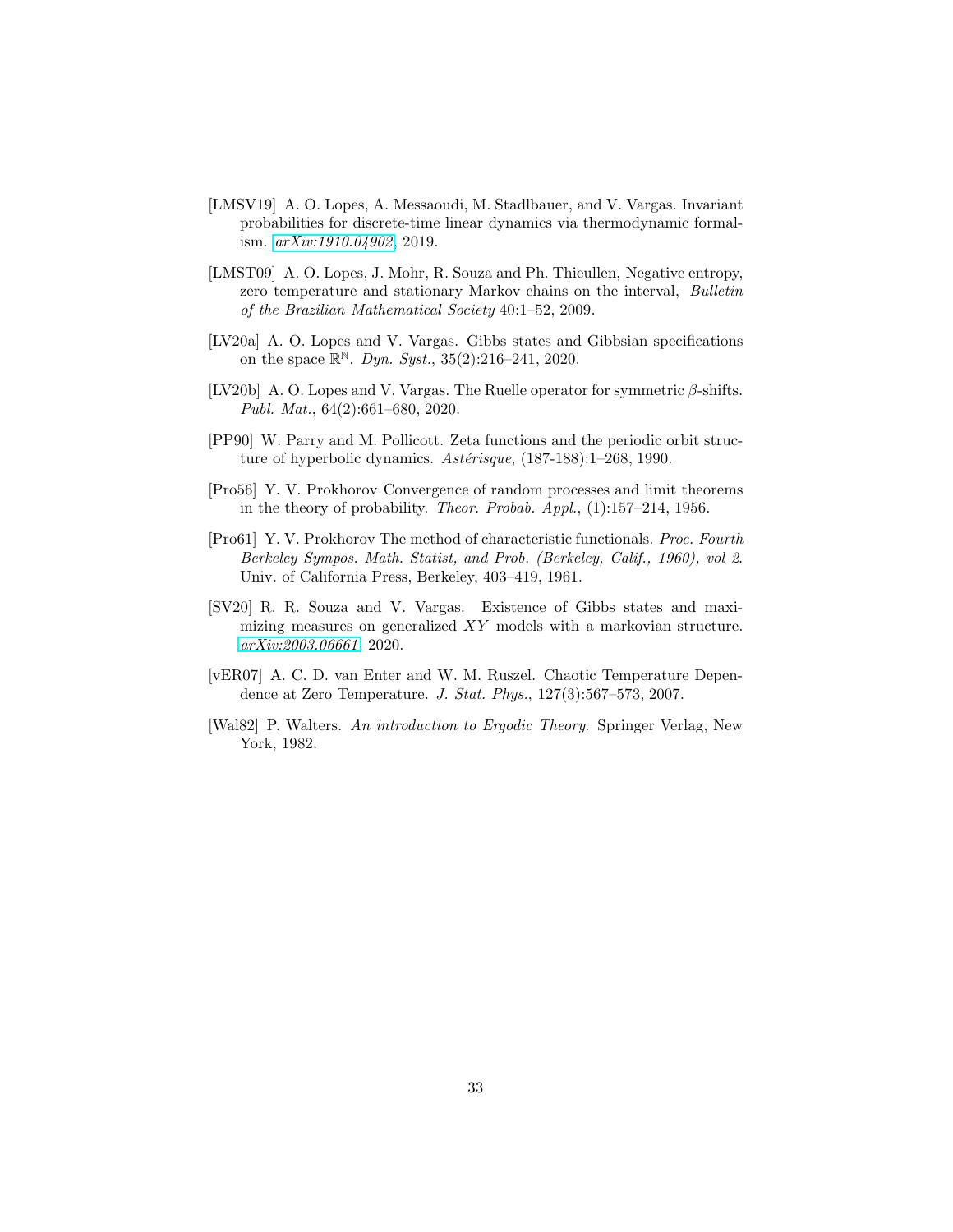[LMSV19] A. O. Lopes, A. Messaoudi, M. Stadlbauer, and V. Vargas. Invariant probabilities for discrete-time linear dynamics via thermodynamic formalism. *arXiv:1910.04902*, 2019.

[LMST09] A. O. Lopes, J. Mohr, R. Souza and Ph. Thieullen, Negative entropy, zero temperature and stationary Markov chains on the interval, *Bulletin of the Brazilian Mathematical Society* 40:1–52, 2009.

[LV20a] A. O. Lopes and V. Vargas. Gibbs states and Gibbsian specifications on the space $\mathbb{R}^{\mathbb{N}}$. *Dyn. Syst.*, 35(2):216–241, 2020.

[LV20b] A. O. Lopes and V. Vargas. The Ruelle operator for symmetric $\beta$-shifts. *Publ. Mat.*, 64(2):661–680, 2020.

[PP90] W. Parry and M. Pollicott. Zeta functions and the periodic orbit structure of hyperbolic dynamics. *Astérisque*, (187-188):1–268, 1990.

[Pro56] Y. V. Prokhorov Convergence of random processes and limit theorems in the theory of probability. *Theor. Probab. Appl.*, (1):157–214, 1956.

[Pro61] Y. V. Prokhorov The method of characteristic functionals. *Proc. Fourth Berkeley Sympos. Math. Statist, and Prob. (Berkeley, Calif., 1960), vol 2.* Univ. of California Press, Berkeley, 403–419, 1961.

[SV20] R. R. Souza and V. Vargas. Existence of Gibbs states and maximizing measures on generalized $XY$ models with a markovian structure. *arXiv:2003.06661*, 2020.

[vER07] A. C. D. van Enter and W. M. Ruszel. Chaotic Temperature Dependence at Zero Temperature. *J. Stat. Phys.*, 127(3):567–573, 2007.

[Wal82] P. Walters. *An introduction to Ergodic Theory.* Springer Verlag, New York, 1982.